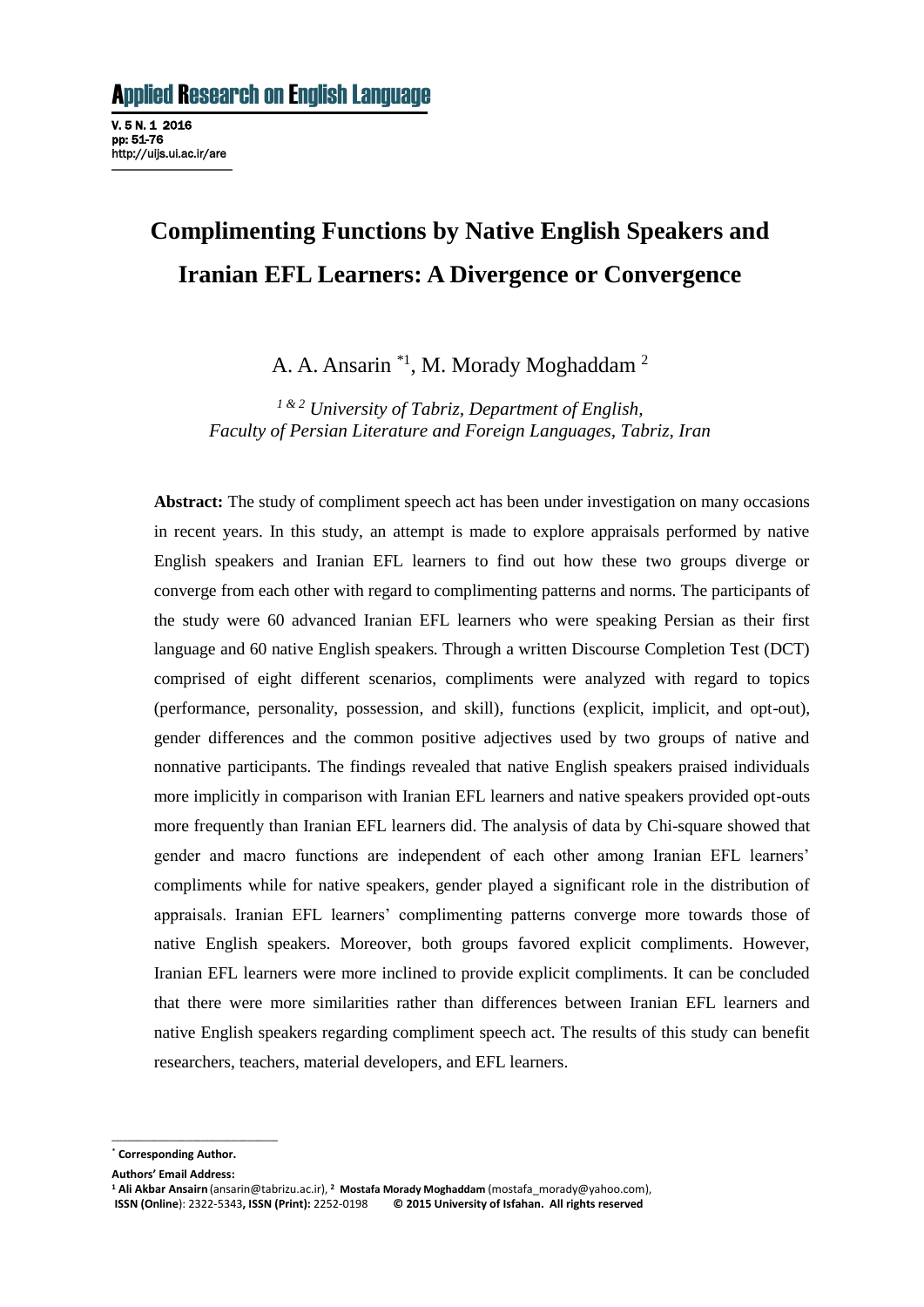# Complimenting Functions by Native English Speakers and Iranian EFL Learners: A Divergence or Convergence

A. A. Ansarin [*1], M. Morady Moghaddam [2]

[1 & 2] *University of Tabriz, Department of English, Faculty of Persian Literature and Foreign Languages, Tabriz, Iran*

**Abstract:** The study of compliment speech act has been under investigation on many occasions in recent years. In this study, an attempt is made to explore appraisals performed by native English speakers and Iranian EFL learners to find out how these two groups diverge or converge from each other with regard to complimenting patterns and norms. The participants of the study were 60 advanced Iranian EFL learners who were speaking Persian as their first language and 60 native English speakers. Through a written Discourse Completion Test (DCT) comprised of eight different scenarios, compliments were analyzed with regard to topics (performance, personality, possession, and skill), functions (explicit, implicit, and opt-out), gender differences and the common positive adjectives used by two groups of native and nonnative participants. The findings revealed that native English speakers praised individuals more implicitly in comparison with Iranian EFL learners and native speakers provided opt-outs more frequently than Iranian EFL learners did. The analysis of data by Chi-square showed that gender and macro functions are independent of each other among Iranian EFL learners' compliments while for native speakers, gender played a significant role in the distribution of appraisals. Iranian EFL learners' complimenting patterns converge more towards those of native English speakers. Moreover, both groups favored explicit compliments. However, Iranian EFL learners were more inclined to provide explicit compliments. It can be concluded that there were more similarities rather than differences between Iranian EFL learners and native English speakers regarding compliment speech act. The results of this study can benefit researchers, teachers, material developers, and EFL learners.

---

[*] **Corresponding Author.**

**Authors' Email Address:**

[1] **Ali Akbar Ansairn** (ansarin@tabrizu.ac.ir), [2] **Mostafa Morady Moghaddam** (mostafa_morady@yahoo.com),
**ISSN (Online**): 2322-5343**, ISSN (Print):** 2252-0198 **© 2015 University of Isfahan. All rights reserved**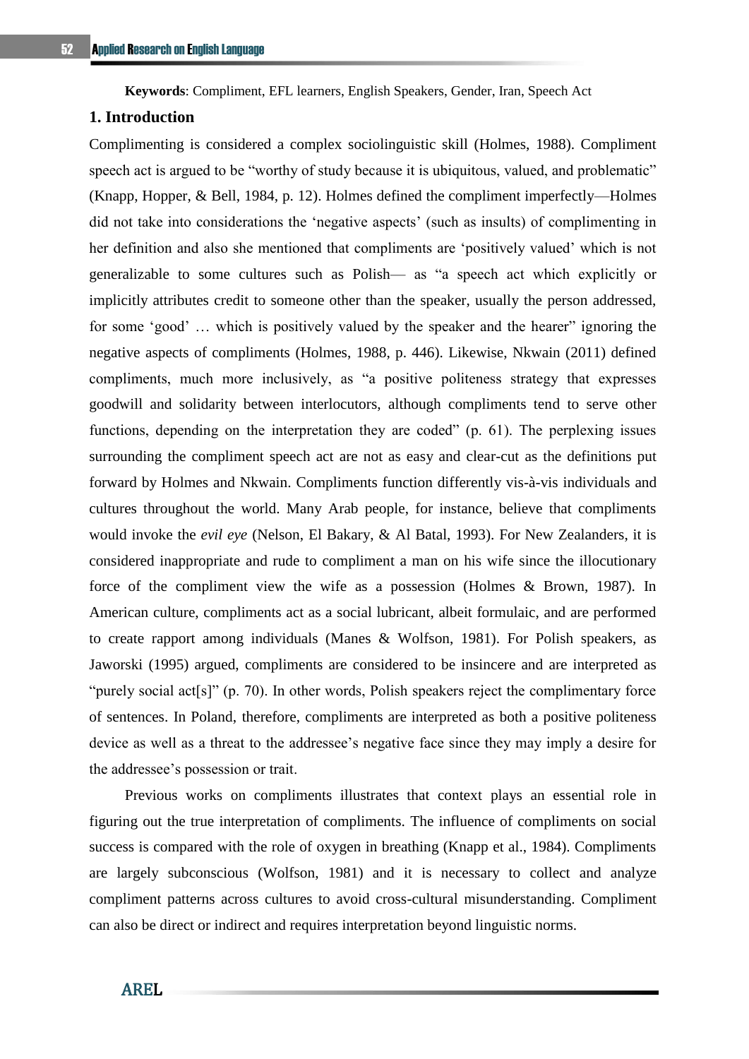**Keywords**: Compliment, EFL learners, English Speakers, Gender, Iran, Speech Act

## 1. Introduction

Complimenting is considered a complex sociolinguistic skill (Holmes, 1988). Compliment speech act is argued to be "worthy of study because it is ubiquitous, valued, and problematic" (Knapp, Hopper, & Bell, 1984, p. 12). Holmes defined the compliment imperfectly—Holmes did not take into considerations the 'negative aspects' (such as insults) of complimenting in her definition and also she mentioned that compliments are 'positively valued' which is not generalizable to some cultures such as Polish— as "a speech act which explicitly or implicitly attributes credit to someone other than the speaker, usually the person addressed, for some 'good' … which is positively valued by the speaker and the hearer" ignoring the negative aspects of compliments (Holmes, 1988, p. 446). Likewise, Nkwain (2011) defined compliments, much more inclusively, as "a positive politeness strategy that expresses goodwill and solidarity between interlocutors, although compliments tend to serve other functions, depending on the interpretation they are coded" (p. 61). The perplexing issues surrounding the compliment speech act are not as easy and clear-cut as the definitions put forward by Holmes and Nkwain. Compliments function differently vis-à-vis individuals and cultures throughout the world. Many Arab people, for instance, believe that compliments would invoke the *evil eye* (Nelson, El Bakary, & Al Batal, 1993). For New Zealanders, it is considered inappropriate and rude to compliment a man on his wife since the illocutionary force of the compliment view the wife as a possession (Holmes & Brown, 1987). In American culture, compliments act as a social lubricant, albeit formulaic, and are performed to create rapport among individuals (Manes & Wolfson, 1981). For Polish speakers, as Jaworski (1995) argued, compliments are considered to be insincere and are interpreted as "purely social act[s]" (p. 70). In other words, Polish speakers reject the complimentary force of sentences. In Poland, therefore, compliments are interpreted as both a positive politeness device as well as a threat to the addressee's negative face since they may imply a desire for the addressee's possession or trait.

Previous works on compliments illustrates that context plays an essential role in figuring out the true interpretation of compliments. The influence of compliments on social success is compared with the role of oxygen in breathing (Knapp et al., 1984). Compliments are largely subconscious (Wolfson, 1981) and it is necessary to collect and analyze compliment patterns across cultures to avoid cross-cultural misunderstanding. Compliment can also be direct or indirect and requires interpretation beyond linguistic norms.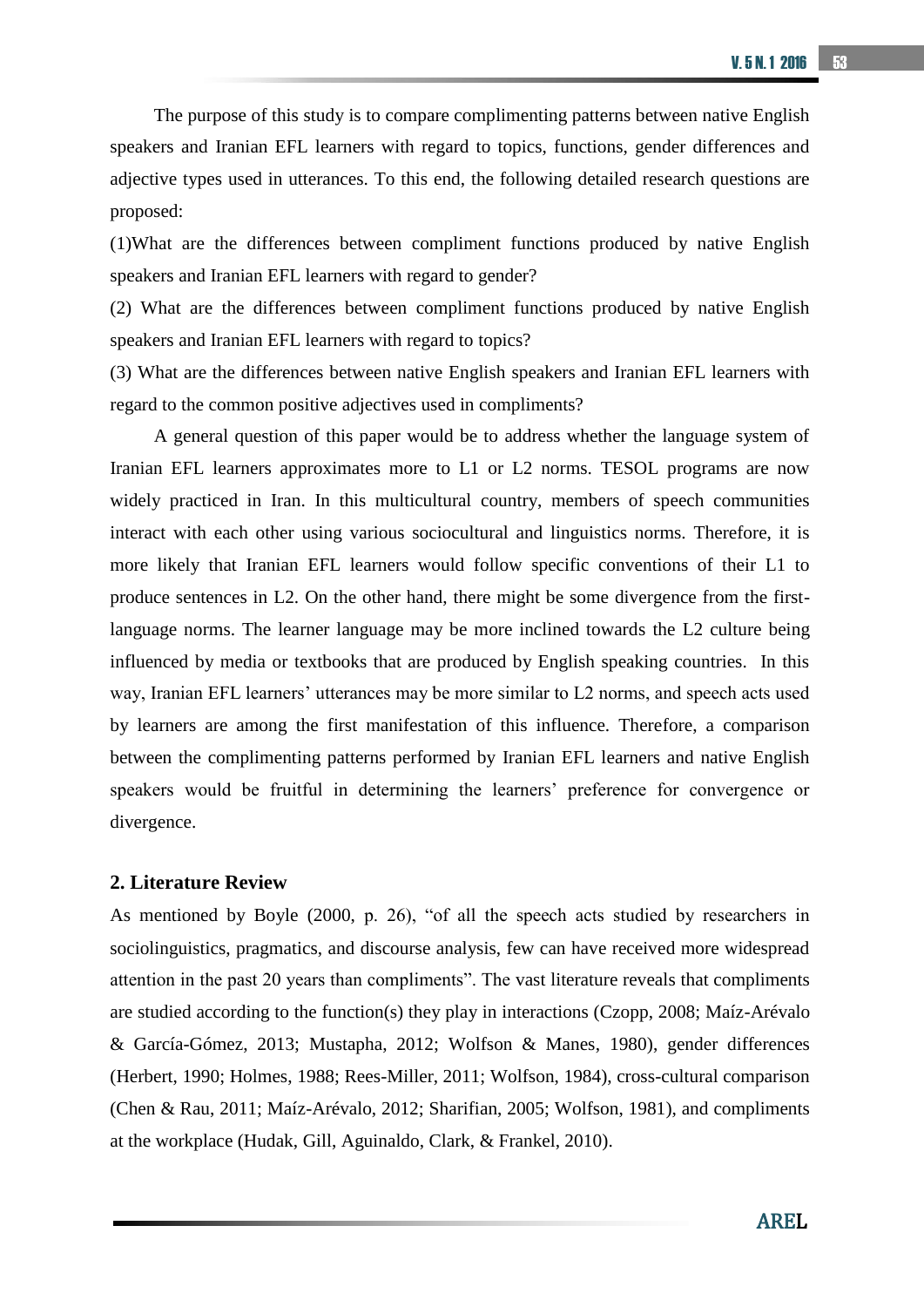The purpose of this study is to compare complimenting patterns between native English speakers and Iranian EFL learners with regard to topics, functions, gender differences and adjective types used in utterances. To this end, the following detailed research questions are proposed:

(1)What are the differences between compliment functions produced by native English speakers and Iranian EFL learners with regard to gender?

(2) What are the differences between compliment functions produced by native English speakers and Iranian EFL learners with regard to topics?

(3) What are the differences between native English speakers and Iranian EFL learners with regard to the common positive adjectives used in compliments?

A general question of this paper would be to address whether the language system of Iranian EFL learners approximates more to L1 or L2 norms. TESOL programs are now widely practiced in Iran. In this multicultural country, members of speech communities interact with each other using various sociocultural and linguistics norms. Therefore, it is more likely that Iranian EFL learners would follow specific conventions of their L1 to produce sentences in L2. On the other hand, there might be some divergence from the first-language norms. The learner language may be more inclined towards the L2 culture being influenced by media or textbooks that are produced by English speaking countries. In this way, Iranian EFL learners' utterances may be more similar to L2 norms, and speech acts used by learners are among the first manifestation of this influence. Therefore, a comparison between the complimenting patterns performed by Iranian EFL learners and native English speakers would be fruitful in determining the learners' preference for convergence or divergence.

## 2. Literature Review

As mentioned by Boyle (2000, p. 26), "of all the speech acts studied by researchers in sociolinguistics, pragmatics, and discourse analysis, few can have received more widespread attention in the past 20 years than compliments". The vast literature reveals that compliments are studied according to the function(s) they play in interactions (Czopp, 2008; Maíz-Arévalo & García-Gómez, 2013; Mustapha, 2012; Wolfson & Manes, 1980), gender differences (Herbert, 1990; Holmes, 1988; Rees-Miller, 2011; Wolfson, 1984), cross-cultural comparison (Chen & Rau, 2011; Maíz-Arévalo, 2012; Sharifian, 2005; Wolfson, 1981), and compliments at the workplace (Hudak, Gill, Aguinaldo, Clark, & Frankel, 2010).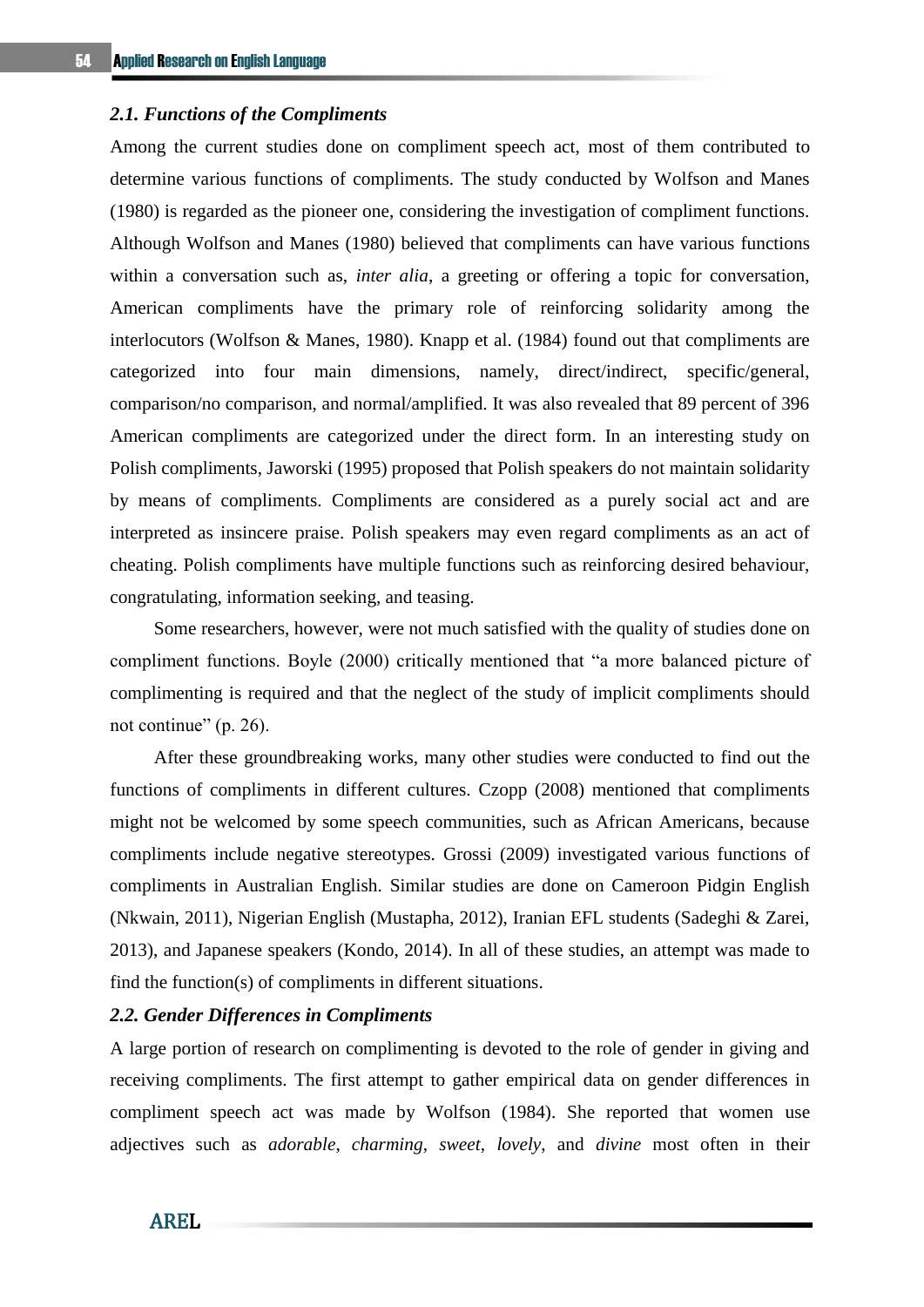### *2.1. Functions of the Compliments*

Among the current studies done on compliment speech act, most of them contributed to determine various functions of compliments. The study conducted by Wolfson and Manes (1980) is regarded as the pioneer one, considering the investigation of compliment functions. Although Wolfson and Manes (1980) believed that compliments can have various functions within a conversation such as, *inter alia*, a greeting or offering a topic for conversation, American compliments have the primary role of reinforcing solidarity among the interlocutors (Wolfson & Manes, 1980). Knapp et al. (1984) found out that compliments are categorized into four main dimensions, namely, direct/indirect, specific/general, comparison/no comparison, and normal/amplified. It was also revealed that 89 percent of 396 American compliments are categorized under the direct form. In an interesting study on Polish compliments, Jaworski (1995) proposed that Polish speakers do not maintain solidarity by means of compliments. Compliments are considered as a purely social act and are interpreted as insincere praise. Polish speakers may even regard compliments as an act of cheating. Polish compliments have multiple functions such as reinforcing desired behaviour, congratulating, information seeking, and teasing.

Some researchers, however, were not much satisfied with the quality of studies done on compliment functions. Boyle (2000) critically mentioned that "a more balanced picture of complimenting is required and that the neglect of the study of implicit compliments should not continue" (p. 26).

After these groundbreaking works, many other studies were conducted to find out the functions of compliments in different cultures. Czopp (2008) mentioned that compliments might not be welcomed by some speech communities, such as African Americans, because compliments include negative stereotypes. Grossi (2009) investigated various functions of compliments in Australian English. Similar studies are done on Cameroon Pidgin English (Nkwain, 2011), Nigerian English (Mustapha, 2012), Iranian EFL students (Sadeghi & Zarei, 2013), and Japanese speakers (Kondo, 2014). In all of these studies, an attempt was made to find the function(s) of compliments in different situations.

### *2.2. Gender Differences in Compliments*

A large portion of research on complimenting is devoted to the role of gender in giving and receiving compliments. The first attempt to gather empirical data on gender differences in compliment speech act was made by Wolfson (1984). She reported that women use adjectives such as *adorable*, *charming*, *sweet*, *lovely*, and *divine* most often in their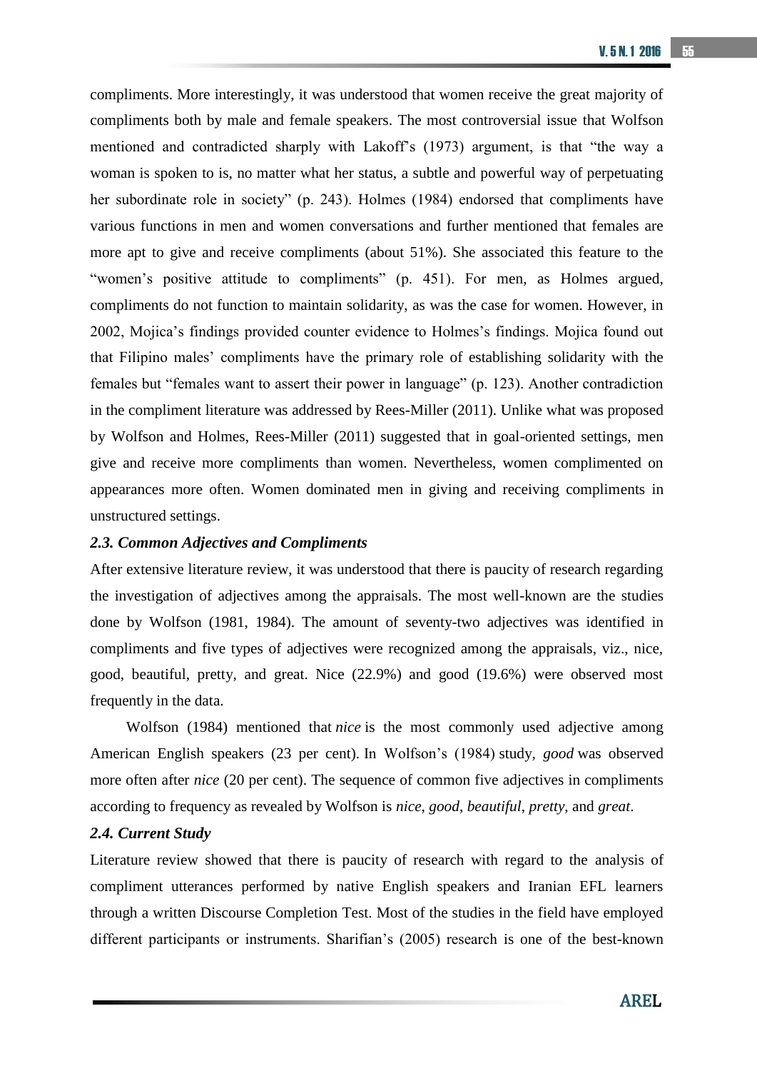compliments. More interestingly, it was understood that women receive the great majority of compliments both by male and female speakers. The most controversial issue that Wolfson mentioned and contradicted sharply with Lakoff's (1973) argument, is that "the way a woman is spoken to is, no matter what her status, a subtle and powerful way of perpetuating her subordinate role in society" (p. 243). Holmes (1984) endorsed that compliments have various functions in men and women conversations and further mentioned that females are more apt to give and receive compliments (about 51%). She associated this feature to the "women's positive attitude to compliments" (p. 451). For men, as Holmes argued, compliments do not function to maintain solidarity, as was the case for women. However, in 2002, Mojica's findings provided counter evidence to Holmes's findings. Mojica found out that Filipino males' compliments have the primary role of establishing solidarity with the females but "females want to assert their power in language" (p. 123). Another contradiction in the compliment literature was addressed by Rees-Miller (2011). Unlike what was proposed by Wolfson and Holmes, Rees-Miller (2011) suggested that in goal-oriented settings, men give and receive more compliments than women. Nevertheless, women complimented on appearances more often. Women dominated men in giving and receiving compliments in unstructured settings.

### *2.3. Common Adjectives and Compliments*

After extensive literature review, it was understood that there is paucity of research regarding the investigation of adjectives among the appraisals. The most well-known are the studies done by Wolfson (1981, 1984). The amount of seventy-two adjectives was identified in compliments and five types of adjectives were recognized among the appraisals, viz., nice, good, beautiful, pretty, and great. Nice (22.9%) and good (19.6%) were observed most frequently in the data.

Wolfson (1984) mentioned that *nice* is the most commonly used adjective among American English speakers (23 per cent). In Wolfson's (1984) study, *good* was observed more often after *nice* (20 per cent). The sequence of common five adjectives in compliments according to frequency as revealed by Wolfson is *nice*, *good*, *beautiful*, *pretty*, and *great*.

### *2.4. Current Study*

Literature review showed that there is paucity of research with regard to the analysis of compliment utterances performed by native English speakers and Iranian EFL learners through a written Discourse Completion Test. Most of the studies in the field have employed different participants or instruments. Sharifian's (2005) research is one of the best-known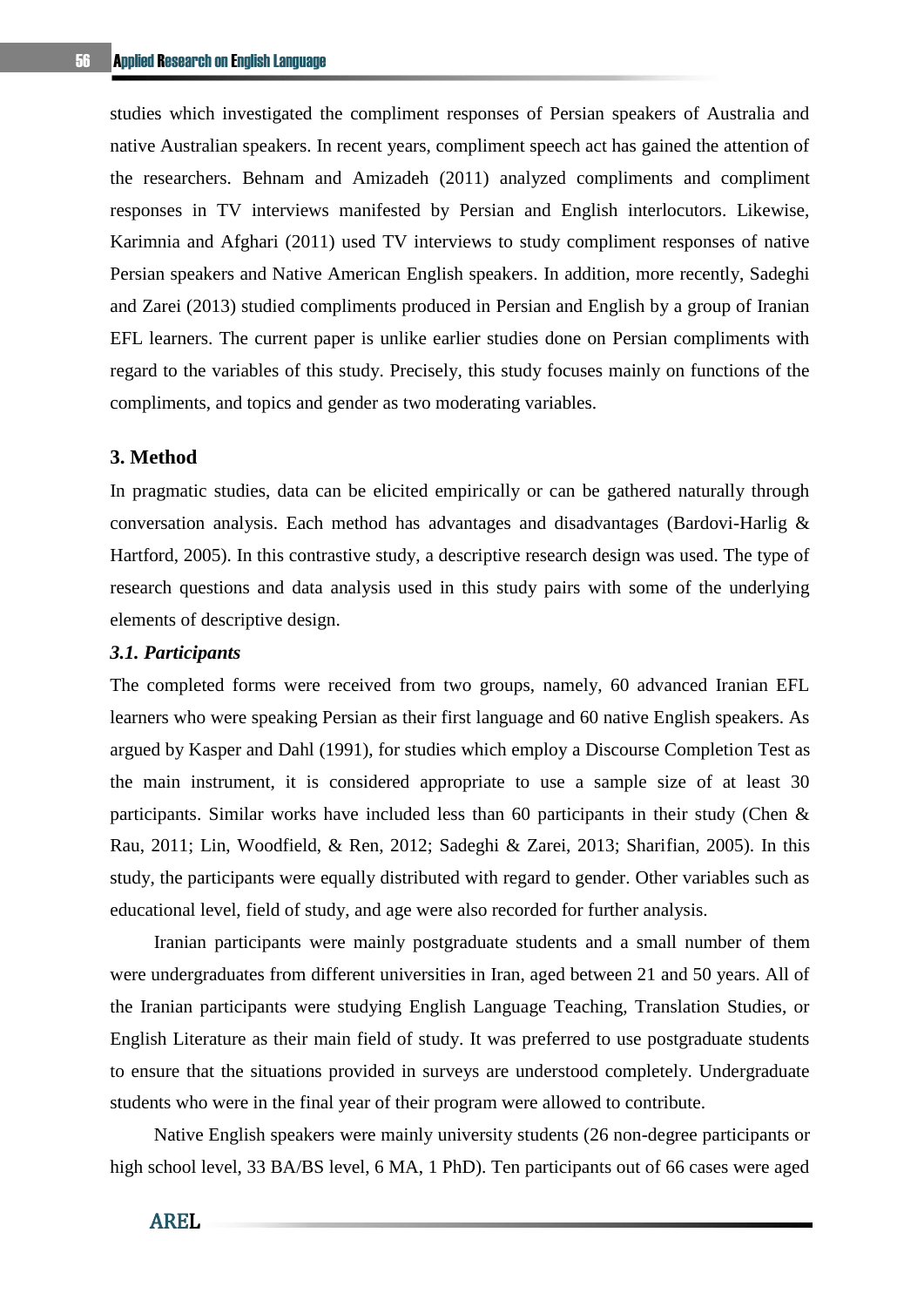studies which investigated the compliment responses of Persian speakers of Australia and native Australian speakers. In recent years, compliment speech act has gained the attention of the researchers. Behnam and Amizadeh (2011) analyzed compliments and compliment responses in TV interviews manifested by Persian and English interlocutors. Likewise, Karimnia and Afghari (2011) used TV interviews to study compliment responses of native Persian speakers and Native American English speakers. In addition, more recently, Sadeghi and Zarei (2013) studied compliments produced in Persian and English by a group of Iranian EFL learners. The current paper is unlike earlier studies done on Persian compliments with regard to the variables of this study. Precisely, this study focuses mainly on functions of the compliments, and topics and gender as two moderating variables.

## 3. Method

In pragmatic studies, data can be elicited empirically or can be gathered naturally through conversation analysis. Each method has advantages and disadvantages (Bardovi-Harlig & Hartford, 2005). In this contrastive study, a descriptive research design was used. The type of research questions and data analysis used in this study pairs with some of the underlying elements of descriptive design.

### *3.1. Participants*

The completed forms were received from two groups, namely, 60 advanced Iranian EFL learners who were speaking Persian as their first language and 60 native English speakers. As argued by Kasper and Dahl (1991), for studies which employ a Discourse Completion Test as the main instrument, it is considered appropriate to use a sample size of at least 30 participants. Similar works have included less than 60 participants in their study (Chen & Rau, 2011; Lin, Woodfield, & Ren, 2012; Sadeghi & Zarei, 2013; Sharifian, 2005). In this study, the participants were equally distributed with regard to gender. Other variables such as educational level, field of study, and age were also recorded for further analysis.

Iranian participants were mainly postgraduate students and a small number of them were undergraduates from different universities in Iran, aged between 21 and 50 years. All of the Iranian participants were studying English Language Teaching, Translation Studies, or English Literature as their main field of study. It was preferred to use postgraduate students to ensure that the situations provided in surveys are understood completely. Undergraduate students who were in the final year of their program were allowed to contribute.

Native English speakers were mainly university students (26 non-degree participants or high school level, 33 BA/BS level, 6 MA, 1 PhD). Ten participants out of 66 cases were aged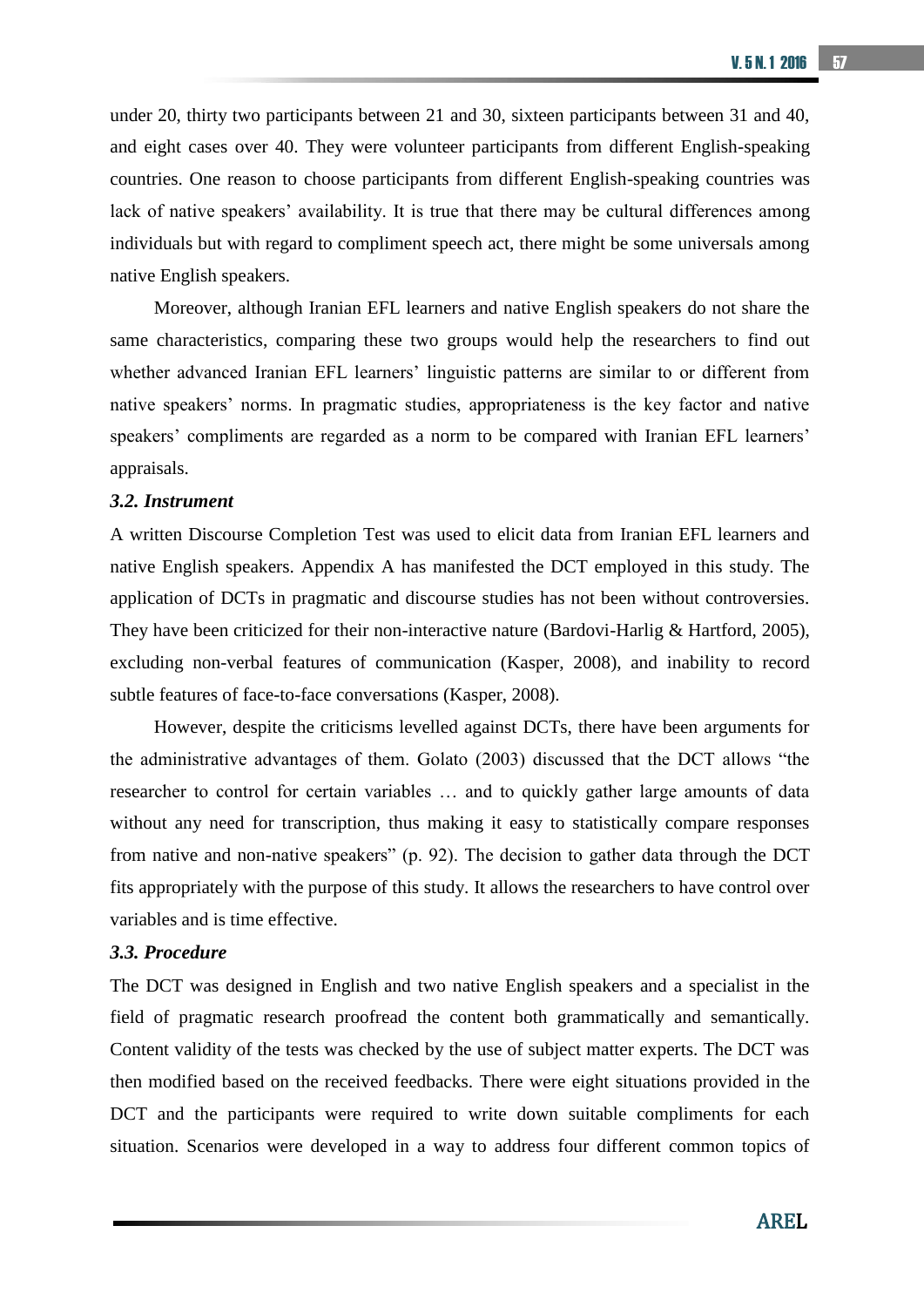under 20, thirty two participants between 21 and 30, sixteen participants between 31 and 40, and eight cases over 40. They were volunteer participants from different English-speaking countries. One reason to choose participants from different English-speaking countries was lack of native speakers' availability. It is true that there may be cultural differences among individuals but with regard to compliment speech act, there might be some universals among native English speakers.

Moreover, although Iranian EFL learners and native English speakers do not share the same characteristics, comparing these two groups would help the researchers to find out whether advanced Iranian EFL learners' linguistic patterns are similar to or different from native speakers' norms. In pragmatic studies, appropriateness is the key factor and native speakers' compliments are regarded as a norm to be compared with Iranian EFL learners' appraisals.

### *3.2. Instrument*

A written Discourse Completion Test was used to elicit data from Iranian EFL learners and native English speakers. Appendix A has manifested the DCT employed in this study. The application of DCTs in pragmatic and discourse studies has not been without controversies. They have been criticized for their non-interactive nature (Bardovi-Harlig & Hartford, 2005), excluding non-verbal features of communication (Kasper, 2008), and inability to record subtle features of face-to-face conversations (Kasper, 2008).

However, despite the criticisms levelled against DCTs, there have been arguments for the administrative advantages of them. Golato (2003) discussed that the DCT allows "the researcher to control for certain variables … and to quickly gather large amounts of data without any need for transcription, thus making it easy to statistically compare responses from native and non-native speakers" (p. 92). The decision to gather data through the DCT fits appropriately with the purpose of this study. It allows the researchers to have control over variables and is time effective.

### *3.3. Procedure*

The DCT was designed in English and two native English speakers and a specialist in the field of pragmatic research proofread the content both grammatically and semantically. Content validity of the tests was checked by the use of subject matter experts. The DCT was then modified based on the received feedbacks. There were eight situations provided in the DCT and the participants were required to write down suitable compliments for each situation. Scenarios were developed in a way to address four different common topics of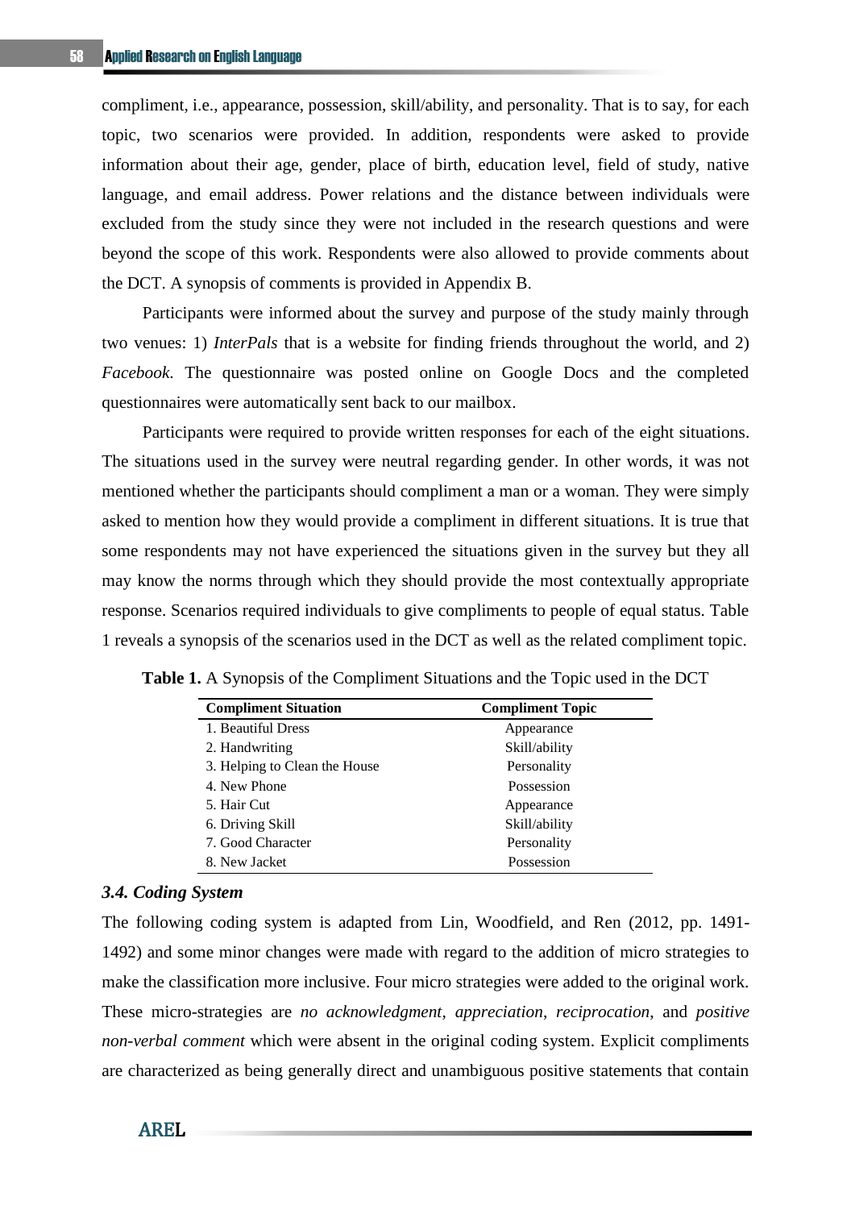compliment, i.e., appearance, possession, skill/ability, and personality. That is to say, for each topic, two scenarios were provided. In addition, respondents were asked to provide information about their age, gender, place of birth, education level, field of study, native language, and email address. Power relations and the distance between individuals were excluded from the study since they were not included in the research questions and were beyond the scope of this work. Respondents were also allowed to provide comments about the DCT. A synopsis of comments is provided in Appendix B.

Participants were informed about the survey and purpose of the study mainly through two venues: 1) *InterPals* that is a website for finding friends throughout the world, and 2) *Facebook*. The questionnaire was posted online on Google Docs and the completed questionnaires were automatically sent back to our mailbox.

Participants were required to provide written responses for each of the eight situations. The situations used in the survey were neutral regarding gender. In other words, it was not mentioned whether the participants should compliment a man or a woman. They were simply asked to mention how they would provide a compliment in different situations. It is true that some respondents may not have experienced the situations given in the survey but they all may know the norms through which they should provide the most contextually appropriate response. Scenarios required individuals to give compliments to people of equal status. Table 1 reveals a synopsis of the scenarios used in the DCT as well as the related compliment topic.

**Table 1.** A Synopsis of the Compliment Situations and the Topic used in the DCT

| Compliment Situation | Compliment Topic |
|---|---|
| 1. Beautiful Dress | Appearance |
| 2. Handwriting | Skill/ability |
| 3. Helping to Clean the House | Personality |
| 4. New Phone | Possession |
| 5. Hair Cut | Appearance |
| 6. Driving Skill | Skill/ability |
| 7. Good Character | Personality |
| 8. New Jacket | Possession |

### *3.4. Coding System*

The following coding system is adapted from Lin, Woodfield, and Ren (2012, pp. 1491-1492) and some minor changes were made with regard to the addition of micro strategies to make the classification more inclusive. Four micro strategies were added to the original work. These micro-strategies are *no acknowledgment*, *appreciation*, *reciprocation*, and *positive non-verbal comment* which were absent in the original coding system. Explicit compliments are characterized as being generally direct and unambiguous positive statements that contain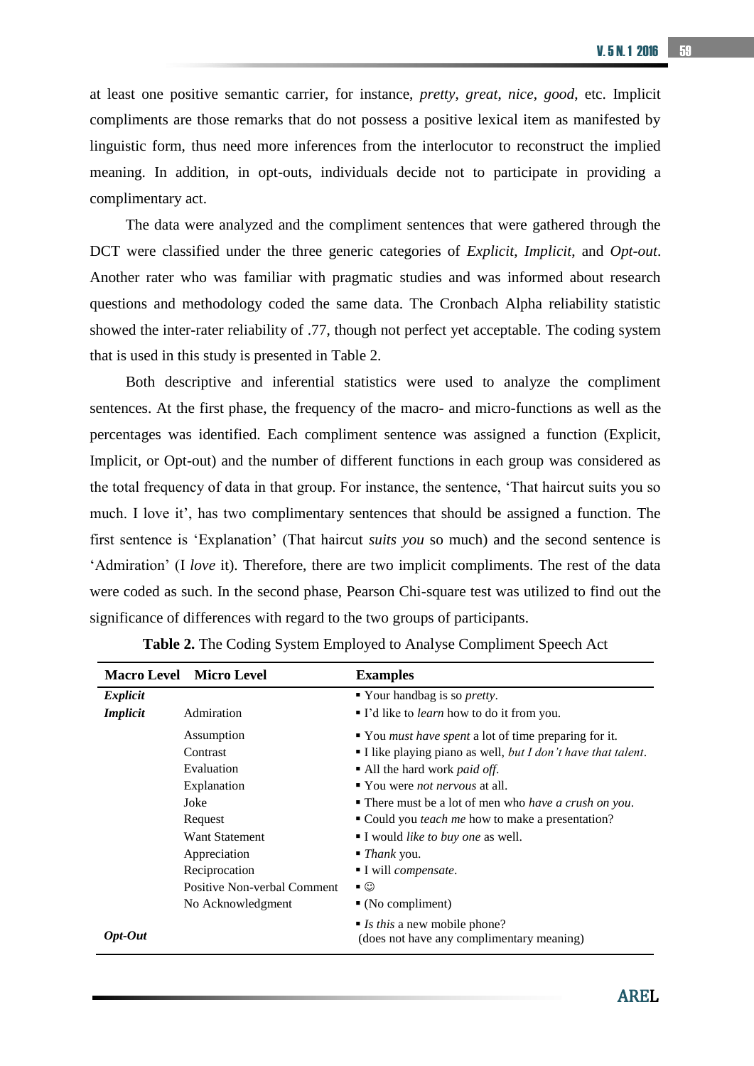at least one positive semantic carrier, for instance, *pretty*, *great*, *nice*, *good*, etc. Implicit compliments are those remarks that do not possess a positive lexical item as manifested by linguistic form, thus need more inferences from the interlocutor to reconstruct the implied meaning. In addition, in opt-outs, individuals decide not to participate in providing a complimentary act.

The data were analyzed and the compliment sentences that were gathered through the DCT were classified under the three generic categories of *Explicit*, *Implicit*, and *Opt-out*. Another rater who was familiar with pragmatic studies and was informed about research questions and methodology coded the same data. The Cronbach Alpha reliability statistic showed the inter-rater reliability of .77, though not perfect yet acceptable. The coding system that is used in this study is presented in Table 2.

Both descriptive and inferential statistics were used to analyze the compliment sentences. At the first phase, the frequency of the macro- and micro-functions as well as the percentages was identified. Each compliment sentence was assigned a function (Explicit, Implicit, or Opt-out) and the number of different functions in each group was considered as the total frequency of data in that group. For instance, the sentence, 'That haircut suits you so much. I love it', has two complimentary sentences that should be assigned a function. The first sentence is 'Explanation' (That haircut *suits you* so much) and the second sentence is 'Admiration' (I *love* it). Therefore, there are two implicit compliments. The rest of the data were coded as such. In the second phase, Pearson Chi-square test was utilized to find out the significance of differences with regard to the two groups of participants.

**Table 2.** The Coding System Employed to Analyse Compliment Speech Act

| Macro Level | Micro Level | Examples |
|---|---|---|
| ***Explicit*** | | ▪ Your handbag is so *pretty*. |
| ***Implicit*** | Admiration | ▪ I'd like to *learn* how to do it from you. |
| | Assumption | ▪ You *must have spent* a lot of time preparing for it. |
| | Contrast | ▪ I like playing piano as well, *but I don't have that talent*. |
| | Evaluation | ▪ All the hard work *paid off*. |
| | Explanation | ▪ You were *not nervous* at all. |
| | Joke | ▪ There must be a lot of men who *have a crush on you*. |
| | Request | ▪ Could you *teach me* how to make a presentation? |
| | Want Statement | ▪ I would *like to buy one* as well. |
| | Appreciation | ▪ *Thank* you. |
| | Reciprocation | ▪ I will *compensate*. |
| | Positive Non-verbal Comment | ▪ ☺ |
| | No Acknowledgment | ▪ (No compliment) |
| ***Opt-Out*** | | ▪ *Is this* a new mobile phone? (does not have any complimentary meaning) |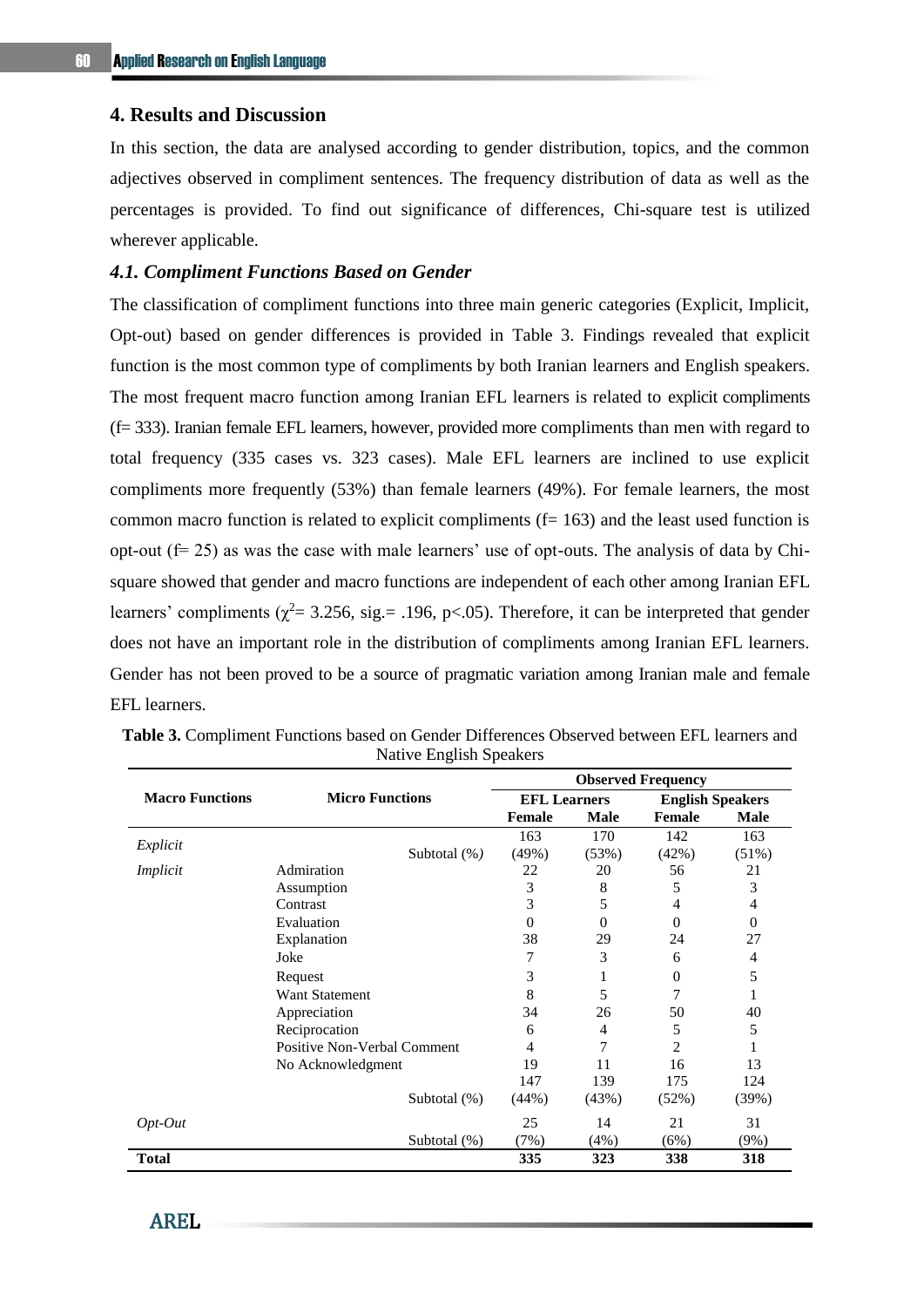## 4. Results and Discussion

In this section, the data are analysed according to gender distribution, topics, and the common adjectives observed in compliment sentences. The frequency distribution of data as well as the percentages is provided. To find out significance of differences, Chi-square test is utilized wherever applicable.

### *4.1. Compliment Functions Based on Gender*

The classification of compliment functions into three main generic categories (Explicit, Implicit, Opt-out) based on gender differences is provided in Table 3. Findings revealed that explicit function is the most common type of compliments by both Iranian learners and English speakers. The most frequent macro function among Iranian EFL learners is related to explicit compliments (f= 333). Iranian female EFL learners, however, provided more compliments than men with regard to total frequency (335 cases vs. 323 cases). Male EFL learners are inclined to use explicit compliments more frequently (53%) than female learners (49%). For female learners, the most common macro function is related to explicit compliments (f= 163) and the least used function is opt-out (f= 25) as was the case with male learners' use of opt-outs. The analysis of data by Chi-square showed that gender and macro functions are independent of each other among Iranian EFL learners' compliments ($\chi^2$= 3.256, sig.= .196, p<.05). Therefore, it can be interpreted that gender does not have an important role in the distribution of compliments among Iranian EFL learners. Gender has not been proved to be a source of pragmatic variation among Iranian male and female EFL learners.

**Table 3.** Compliment Functions based on Gender Differences Observed between EFL learners and Native English Speakers

| Macro Functions | Micro Functions | Observed Frequency | | | |
|---|---|---|---|---|---|
| | | EFL Learners | | English Speakers | |
| | | Female | Male | Female | Male |
| *Explicit* | | 163 | 170 | 142 | 163 |
| | Subtotal (%) | (49%) | (53%) | (42%) | (51%) |
| *Implicit* | Admiration | 22 | 20 | 56 | 21 |
| | Assumption | 3 | 8 | 5 | 3 |
| | Contrast | 3 | 5 | 4 | 4 |
| | Evaluation | 0 | 0 | 0 | 0 |
| | Explanation | 38 | 29 | 24 | 27 |
| | Joke | 7 | 3 | 6 | 4 |
| | Request | 3 | 1 | 0 | 5 |
| | Want Statement | 8 | 5 | 7 | 1 |
| | Appreciation | 34 | 26 | 50 | 40 |
| | Reciprocation | 6 | 4 | 5 | 5 |
| | Positive Non-Verbal Comment | 4 | 7 | 2 | 1 |
| | No Acknowledgment | 19 | 11 | 16 | 13 |
| | | 147 | 139 | 175 | 124 |
| | Subtotal (%) | (44%) | (43%) | (52%) | (39%) |
| *Opt-Out* | | 25 | 14 | 21 | 31 |
| | Subtotal (%) | (7%) | (4%) | (6%) | (9%) |
| **Total** | | **335** | **323** | **338** | **318** |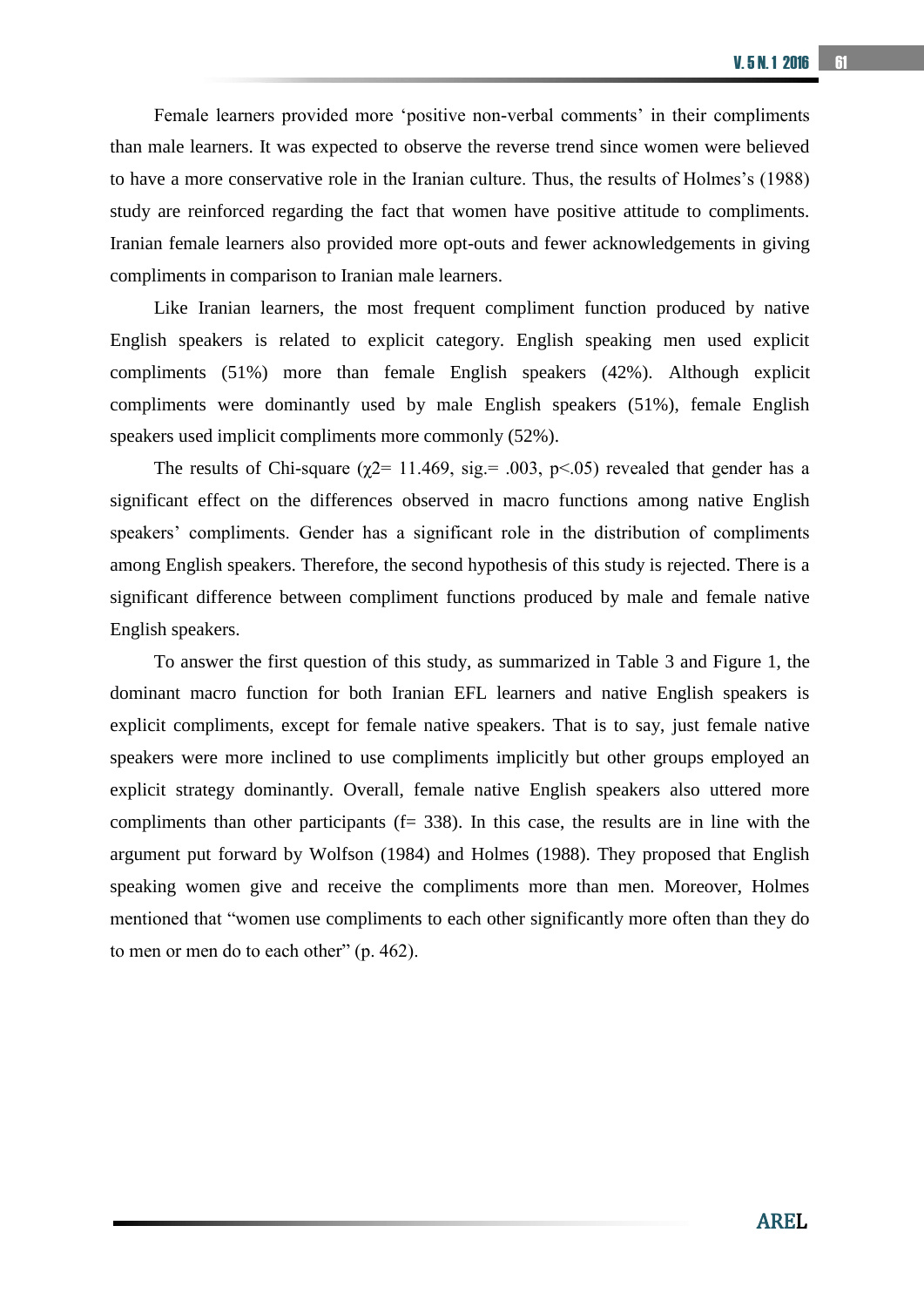Female learners provided more 'positive non-verbal comments' in their compliments than male learners. It was expected to observe the reverse trend since women were believed to have a more conservative role in the Iranian culture. Thus, the results of Holmes's (1988) study are reinforced regarding the fact that women have positive attitude to compliments. Iranian female learners also provided more opt-outs and fewer acknowledgements in giving compliments in comparison to Iranian male learners.

Like Iranian learners, the most frequent compliment function produced by native English speakers is related to explicit category. English speaking men used explicit compliments (51%) more than female English speakers (42%). Although explicit compliments were dominantly used by male English speakers (51%), female English speakers used implicit compliments more commonly (52%).

The results of Chi-square ($\chi2 = 11.469$, sig.= .003, $p<.05$) revealed that gender has a significant effect on the differences observed in macro functions among native English speakers' compliments. Gender has a significant role in the distribution of compliments among English speakers. Therefore, the second hypothesis of this study is rejected. There is a significant difference between compliment functions produced by male and female native English speakers.

To answer the first question of this study, as summarized in Table 3 and Figure 1, the dominant macro function for both Iranian EFL learners and native English speakers is explicit compliments, except for female native speakers. That is to say, just female native speakers were more inclined to use compliments implicitly but other groups employed an explicit strategy dominantly. Overall, female native English speakers also uttered more compliments than other participants (f= 338). In this case, the results are in line with the argument put forward by Wolfson (1984) and Holmes (1988). They proposed that English speaking women give and receive the compliments more than men. Moreover, Holmes mentioned that "women use compliments to each other significantly more often than they do to men or men do to each other" (p. 462).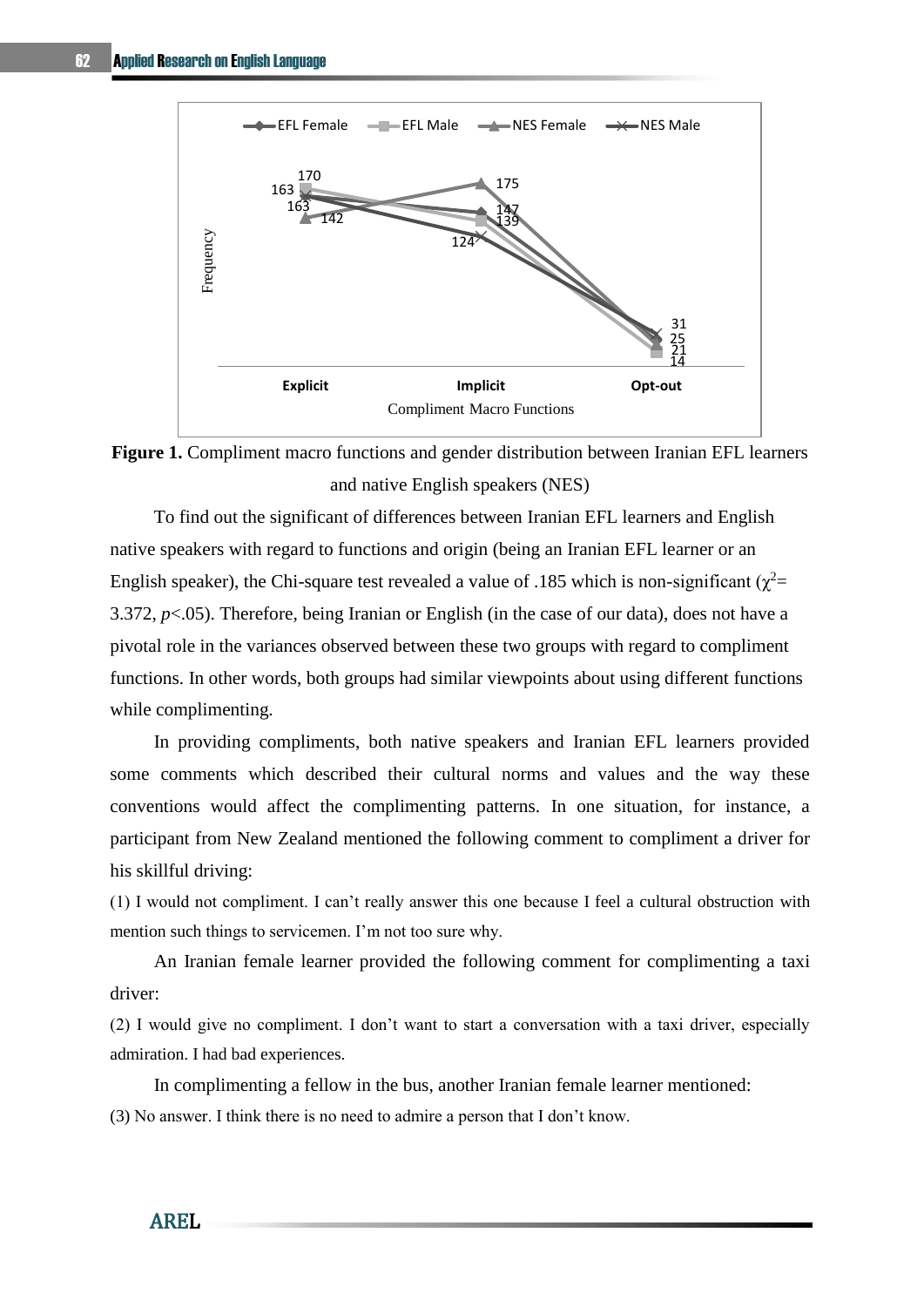EFL Female
EFL Male
NES Female
NES Male

Frequency

170
163
163
142
175
147
139
124
31
25
21
14

Explicit
Implicit
Opt-out

Compliment Macro Functions

**Figure 1.** Compliment macro functions and gender distribution between Iranian EFL learners and native English speakers (NES)

To find out the significant of differences between Iranian EFL learners and English native speakers with regard to functions and origin (being an Iranian EFL learner or an English speaker), the Chi-square test revealed a value of .185 which is non-significant ($\chi^2$= 3.372, $p$<.05). Therefore, being Iranian or English (in the case of our data), does not have a pivotal role in the variances observed between these two groups with regard to compliment functions. In other words, both groups had similar viewpoints about using different functions while complimenting.

In providing compliments, both native speakers and Iranian EFL learners provided some comments which described their cultural norms and values and the way these conventions would affect the complimenting patterns. In one situation, for instance, a participant from New Zealand mentioned the following comment to compliment a driver for his skillful driving:

(1) I would not compliment. I can't really answer this one because I feel a cultural obstruction with mention such things to servicemen. I'm not too sure why.

An Iranian female learner provided the following comment for complimenting a taxi driver:

(2) I would give no compliment. I don't want to start a conversation with a taxi driver, especially admiration. I had bad experiences.

In complimenting a fellow in the bus, another Iranian female learner mentioned:

(3) No answer. I think there is no need to admire a person that I don't know.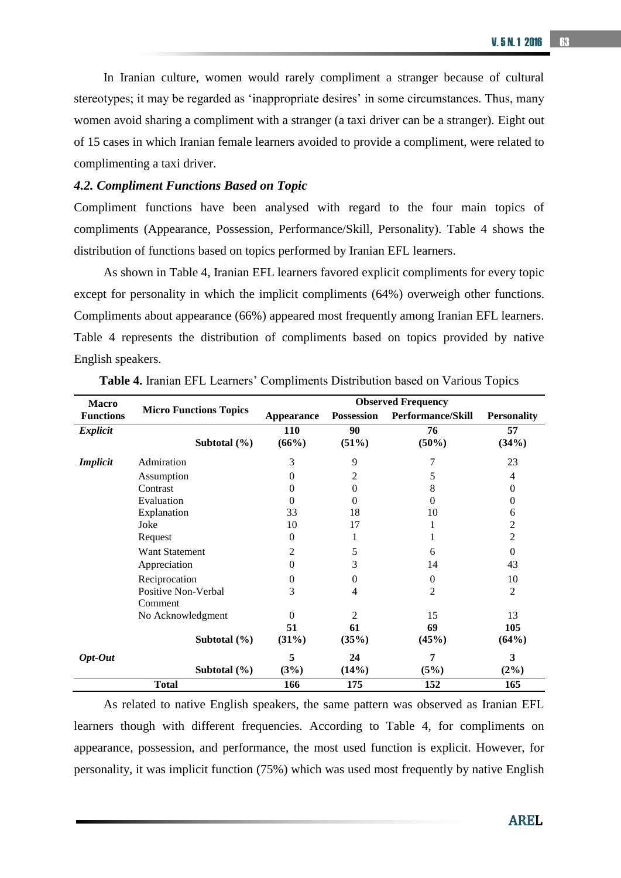In Iranian culture, women would rarely compliment a stranger because of cultural stereotypes; it may be regarded as 'inappropriate desires' in some circumstances. Thus, many women avoid sharing a compliment with a stranger (a taxi driver can be a stranger). Eight out of 15 cases in which Iranian female learners avoided to provide a compliment, were related to complimenting a taxi driver.

### *4.2. Compliment Functions Based on Topic*

Compliment functions have been analysed with regard to the four main topics of compliments (Appearance, Possession, Performance/Skill, Personality). Table 4 shows the distribution of functions based on topics performed by Iranian EFL learners.

As shown in Table 4, Iranian EFL learners favored explicit compliments for every topic except for personality in which the implicit compliments (64%) overweigh other functions. Compliments about appearance (66%) appeared most frequently among Iranian EFL learners. Table 4 represents the distribution of compliments based on topics provided by native English speakers.

**Table 4.** Iranian EFL Learners' Compliments Distribution based on Various Topics

| Macro Functions | Micro Functions Topics | Observed Frequency | | | |
|---|---|---|---|---|---|
| | | Appearance | Possession | Performance/Skill | Personality |
| *Explicit* | | **110** | **90** | **76** | **57** |
| | **Subtotal (%)** | **(66%)** | **(51%)** | **(50%)** | **(34%)** |
| *Implicit* | Admiration | 3 | 9 | 7 | 23 |
| | Assumption | 0 | 2 | 5 | 4 |
| | Contrast | 0 | 0 | 8 | 0 |
| | Evaluation | 0 | 0 | 0 | 0 |
| | Explanation | 33 | 18 | 10 | 6 |
| | Joke | 10 | 17 | 1 | 2 |
| | Request | 0 | 1 | 1 | 2 |
| | Want Statement | 2 | 5 | 6 | 0 |
| | Appreciation | 0 | 3 | 14 | 43 |
| | Reciprocation | 0 | 0 | 0 | 10 |
| | Positive Non-Verbal Comment | 3 | 4 | 2 | 2 |
| | No Acknowledgment | 0 | 2 | 15 | 13 |
| | | **51** | **61** | **69** | **105** |
| | **Subtotal (%)** | **(31%)** | **(35%)** | **(45%)** | **(64%)** |
| *Opt-Out* | | **5** | **24** | **7** | **3** |
| | **Subtotal (%)** | **(3%)** | **(14%)** | **(5%)** | **(2%)** |
| **Total** | | **166** | **175** | **152** | **165** |

As related to native English speakers, the same pattern was observed as Iranian EFL learners though with different frequencies. According to Table 4, for compliments on appearance, possession, and performance, the most used function is explicit. However, for personality, it was implicit function (75%) which was used most frequently by native English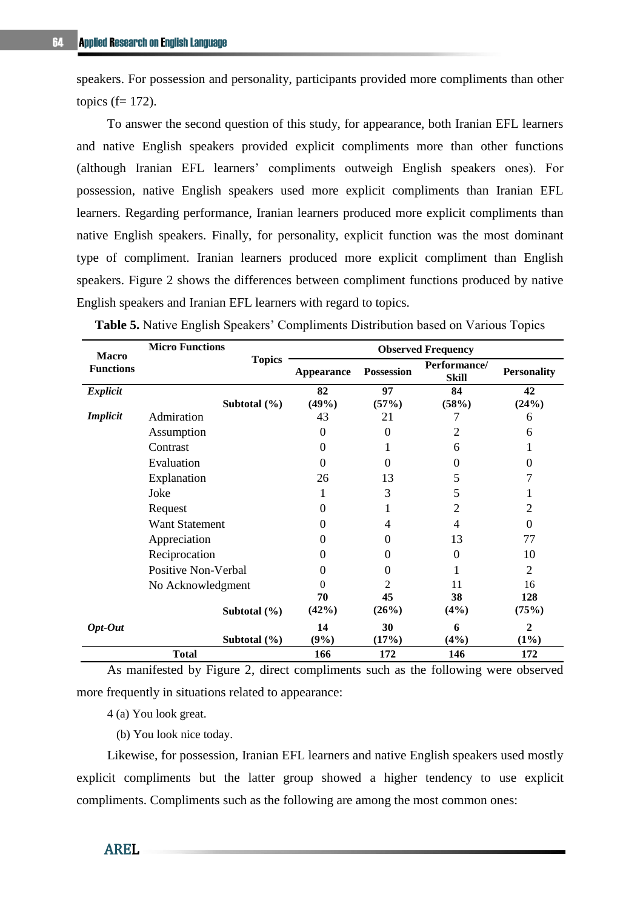speakers. For possession and personality, participants provided more compliments than other topics (f= 172).

To answer the second question of this study, for appearance, both Iranian EFL learners and native English speakers provided explicit compliments more than other functions (although Iranian EFL learners' compliments outweigh English speakers ones). For possession, native English speakers used more explicit compliments than Iranian EFL learners. Regarding performance, Iranian learners produced more explicit compliments than native English speakers. Finally, for personality, explicit function was the most dominant type of compliment. Iranian learners produced more explicit compliment than English speakers. Figure 2 shows the differences between compliment functions produced by native English speakers and Iranian EFL learners with regard to topics.

**Table 5.** Native English Speakers' Compliments Distribution based on Various Topics

| Macro Functions | Micro Functions | Topics | Observed Frequency | | | |
|---|---|---|---|---|---|---|
| | | | **Appearance** | **Possession** | **Performance/ Skill** | **Personality** |
| ***Explicit*** | | **Subtotal (%)** | **82 (49%)** | **97 (57%)** | **84 (58%)** | **42 (24%)** |
| ***Implicit*** | Admiration | | 43 | 21 | 7 | 6 |
| | Assumption | | 0 | 0 | 2 | 6 |
| | Contrast | | 0 | 1 | 6 | 1 |
| | Evaluation | | 0 | 0 | 0 | 0 |
| | Explanation | | 26 | 13 | 5 | 7 |
| | Joke | | 1 | 3 | 5 | 1 |
| | Request | | 0 | 1 | 2 | 2 |
| | Want Statement | | 0 | 4 | 4 | 0 |
| | Appreciation | | 0 | 0 | 13 | 77 |
| | Reciprocation | | 0 | 0 | 0 | 10 |
| | Positive Non-Verbal | | 0 | 0 | 1 | 2 |
| | No Acknowledgment | | 0 | 2 | 11 | 16 |
| | | **Subtotal (%)** | **70 (42%)** | **45 (26%)** | **38 (4%)** | **128 (75%)** |
| ***Opt-Out*** | | **Subtotal (%)** | **14 (9%)** | **30 (17%)** | **6 (4%)** | **2 (1%)** |
| **Total** | | | **166** | **172** | **146** | **172** |

As manifested by Figure 2, direct compliments such as the following were observed more frequently in situations related to appearance:

4 (a) You look great.

(b) You look nice today.

Likewise, for possession, Iranian EFL learners and native English speakers used mostly explicit compliments but the latter group showed a higher tendency to use explicit compliments. Compliments such as the following are among the most common ones: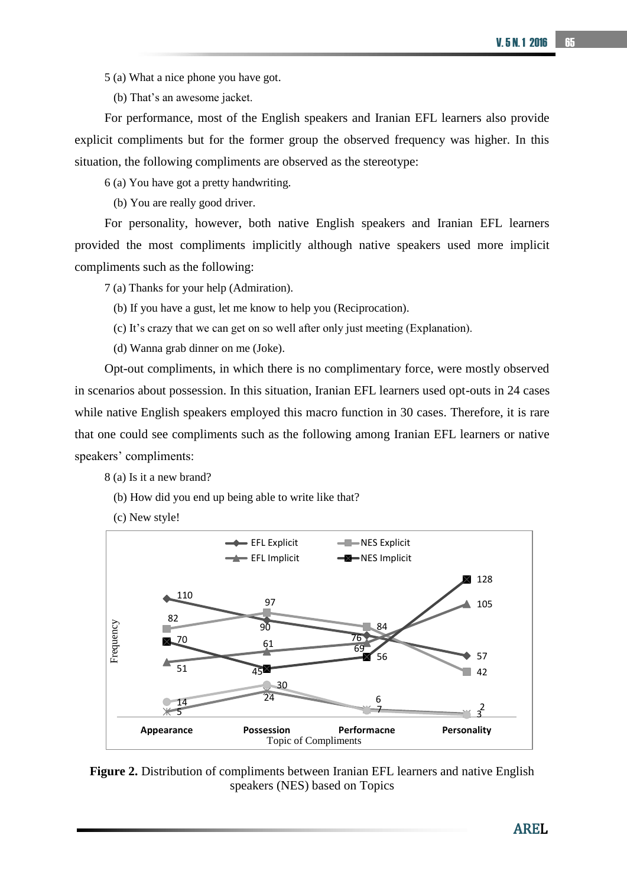5 (a) What a nice phone you have got.

(b) That's an awesome jacket.

For performance, most of the English speakers and Iranian EFL learners also provide explicit compliments but for the former group the observed frequency was higher. In this situation, the following compliments are observed as the stereotype:

6 (a) You have got a pretty handwriting.

(b) You are really good driver.

For personality, however, both native English speakers and Iranian EFL learners provided the most compliments implicitly although native speakers used more implicit compliments such as the following:

7 (a) Thanks for your help (Admiration).

(b) If you have a gust, let me know to help you (Reciprocation).

(c) It's crazy that we can get on so well after only just meeting (Explanation).

(d) Wanna grab dinner on me (Joke).

Opt-out compliments, in which there is no complimentary force, were mostly observed in scenarios about possession. In this situation, Iranian EFL learners used opt-outs in 24 cases while native English speakers employed this macro function in 30 cases. Therefore, it is rare that one could see compliments such as the following among Iranian EFL learners or native speakers' compliments:

8 (a) Is it a new brand?

(b) How did you end up being able to write like that?

(c) New style!

EFL Explicit
EFL Implicit
NES Explicit
NES Implicit

Frequency

110
82
70
51
14
5
97
90
61
45
30
24
84
76
69
56
6
7
128
105
57
42
2
3

Appearance
Possession
Performacne
Personality

Topic of Compliments

**Figure 2.** Distribution of compliments between Iranian EFL learners and native English speakers (NES) based on Topics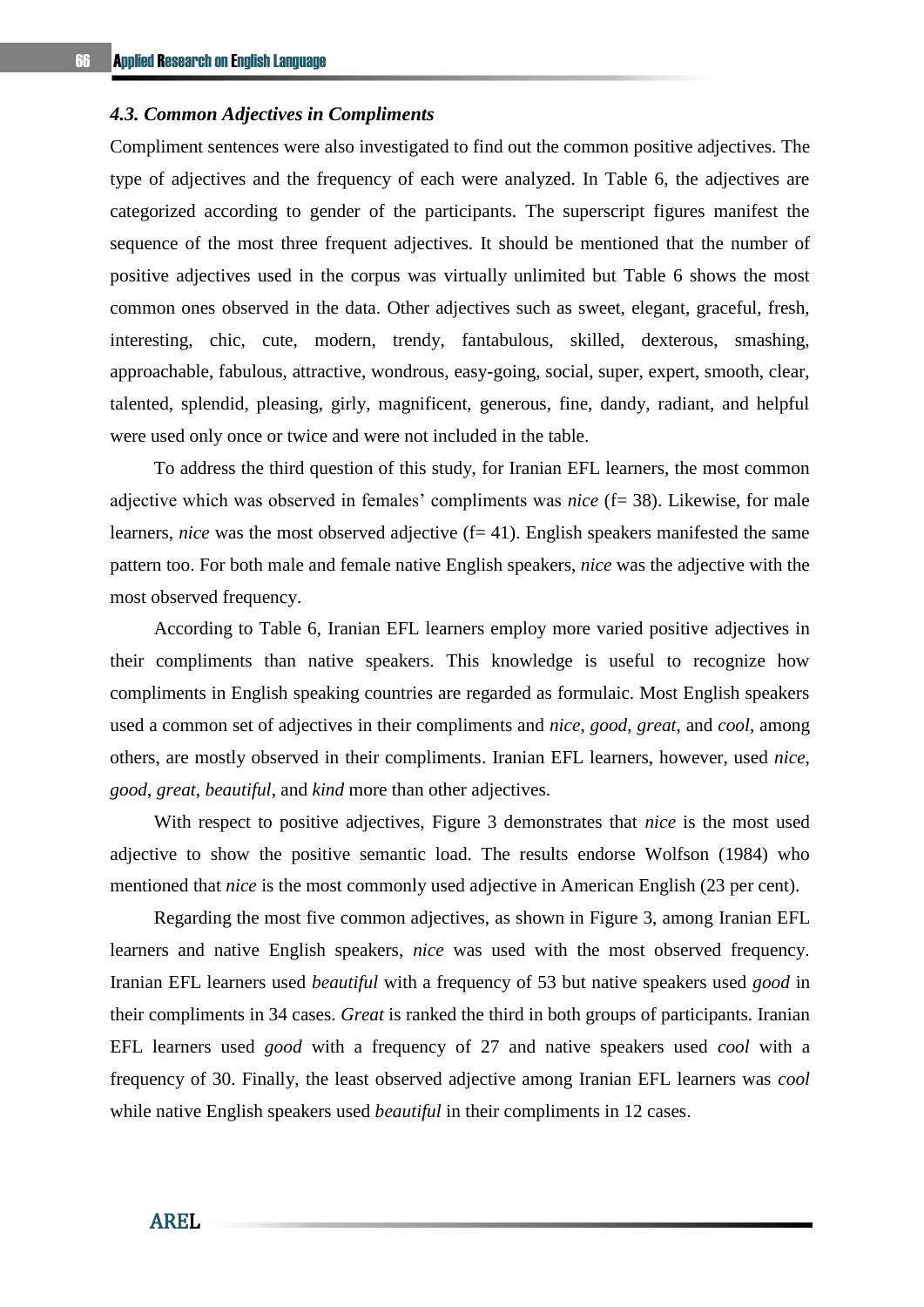### *4.3. Common Adjectives in Compliments*

Compliment sentences were also investigated to find out the common positive adjectives. The type of adjectives and the frequency of each were analyzed. In Table 6, the adjectives are categorized according to gender of the participants. The superscript figures manifest the sequence of the most three frequent adjectives. It should be mentioned that the number of positive adjectives used in the corpus was virtually unlimited but Table 6 shows the most common ones observed in the data. Other adjectives such as sweet, elegant, graceful, fresh, interesting, chic, cute, modern, trendy, fantabulous, skilled, dexterous, smashing, approachable, fabulous, attractive, wondrous, easy-going, social, super, expert, smooth, clear, talented, splendid, pleasing, girly, magnificent, generous, fine, dandy, radiant, and helpful were used only once or twice and were not included in the table.

To address the third question of this study, for Iranian EFL learners, the most common adjective which was observed in females' compliments was *nice* (f= 38). Likewise, for male learners, *nice* was the most observed adjective (f= 41). English speakers manifested the same pattern too. For both male and female native English speakers, *nice* was the adjective with the most observed frequency.

According to Table 6, Iranian EFL learners employ more varied positive adjectives in their compliments than native speakers. This knowledge is useful to recognize how compliments in English speaking countries are regarded as formulaic. Most English speakers used a common set of adjectives in their compliments and *nice*, *good*, *great*, and *cool*, among others, are mostly observed in their compliments. Iranian EFL learners, however, used *nice*, *good*, *great*, *beautiful*, and *kind* more than other adjectives.

With respect to positive adjectives, Figure 3 demonstrates that *nice* is the most used adjective to show the positive semantic load. The results endorse Wolfson (1984) who mentioned that *nice* is the most commonly used adjective in American English (23 per cent).

Regarding the most five common adjectives, as shown in Figure 3, among Iranian EFL learners and native English speakers, *nice* was used with the most observed frequency. Iranian EFL learners used *beautiful* with a frequency of 53 but native speakers used *good* in their compliments in 34 cases. *Great* is ranked the third in both groups of participants. Iranian EFL learners used *good* with a frequency of 27 and native speakers used *cool* with a frequency of 30. Finally, the least observed adjective among Iranian EFL learners was *cool* while native English speakers used *beautiful* in their compliments in 12 cases.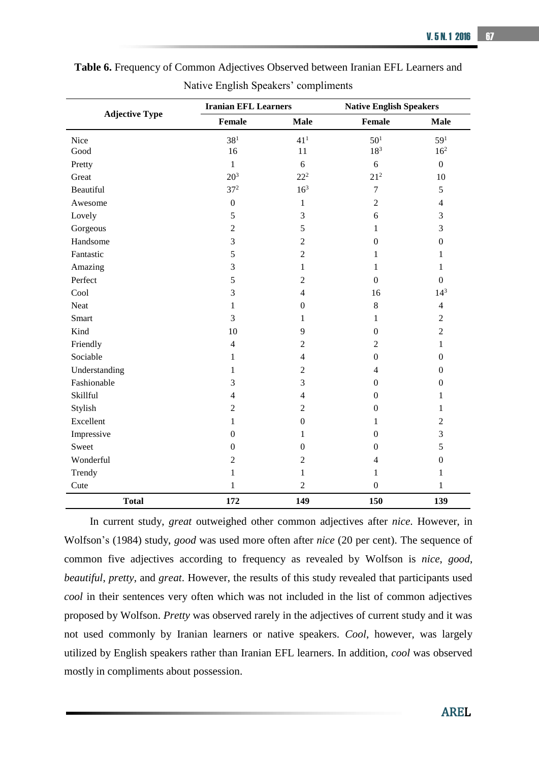**Table 6.** Frequency of Common Adjectives Observed between Iranian EFL Learners and Native English Speakers' compliments

| Adjective Type | Iranian EFL Learners | | Native English Speakers | |
|---|---|---|---|---|
| | Female | Male | Female | Male |
| Nice | 38[1] | 41[1] | 50[1] | 59[1] |
| Good | 16 | 11 | 18[3] | 16[2] |
| Pretty | 1 | 6 | 6 | 0 |
| Great | 20[3] | 22[2] | 21[2] | 10 |
| Beautiful | 37[2] | 16[3] | 7 | 5 |
| Awesome | 0 | 1 | 2 | 4 |
| Lovely | 5 | 3 | 6 | 3 |
| Gorgeous | 2 | 5 | 1 | 3 |
| Handsome | 3 | 2 | 0 | 0 |
| Fantastic | 5 | 2 | 1 | 1 |
| Amazing | 3 | 1 | 1 | 1 |
| Perfect | 5 | 2 | 0 | 0 |
| Cool | 3 | 4 | 16 | 14[3] |
| Neat | 1 | 0 | 8 | 4 |
| Smart | 3 | 1 | 1 | 2 |
| Kind | 10 | 9 | 0 | 2 |
| Friendly | 4 | 2 | 2 | 1 |
| Sociable | 1 | 4 | 0 | 0 |
| Understanding | 1 | 2 | 4 | 0 |
| Fashionable | 3 | 3 | 0 | 0 |
| Skillful | 4 | 4 | 0 | 1 |
| Stylish | 2 | 2 | 0 | 1 |
| Excellent | 1 | 0 | 1 | 2 |
| Impressive | 0 | 1 | 0 | 3 |
| Sweet | 0 | 0 | 0 | 5 |
| Wonderful | 2 | 2 | 4 | 0 |
| Trendy | 1 | 1 | 1 | 1 |
| Cute | 1 | 2 | 0 | 1 |
| **Total** | **172** | **149** | **150** | **139** |

In current study, *great* outweighed other common adjectives after *nice*. However, in Wolfson's (1984) study, *good* was used more often after *nice* (20 per cent). The sequence of common five adjectives according to frequency as revealed by Wolfson is *nice*, *good*, *beautiful*, *pretty*, and *great*. However, the results of this study revealed that participants used *cool* in their sentences very often which was not included in the list of common adjectives proposed by Wolfson. *Pretty* was observed rarely in the adjectives of current study and it was not used commonly by Iranian learners or native speakers. *Cool*, however, was largely utilized by English speakers rather than Iranian EFL learners. In addition, *cool* was observed mostly in compliments about possession.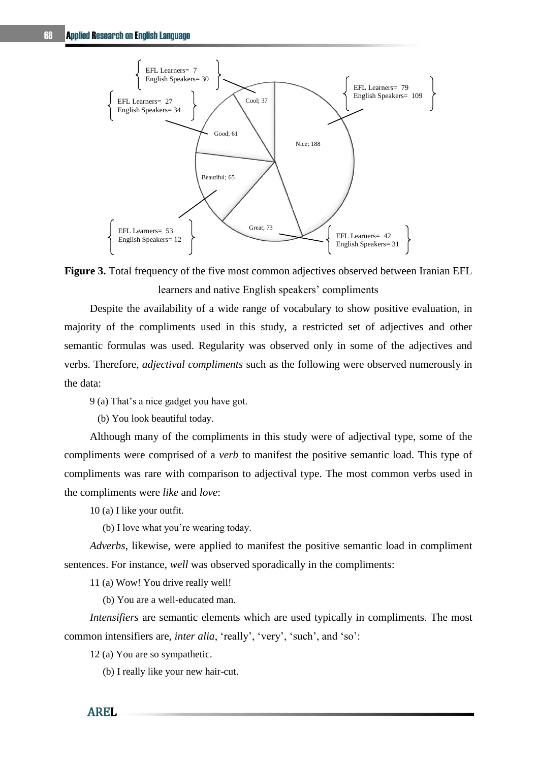EFL Learners= 7
English Speakers= 30

EFL Learners= 27
English Speakers= 34

EFL Learners= 79
English Speakers= 109

Cool; 37

Good; 61

Nice; 188

Beautiful; 65

Great; 73

EFL Learners= 53
English Speakers= 12

EFL Learners= 42
English Speakers= 31

**Figure 3.** Total frequency of the five most common adjectives observed between Iranian EFL learners and native English speakers' compliments

Despite the availability of a wide range of vocabulary to show positive evaluation, in majority of the compliments used in this study, a restricted set of adjectives and other semantic formulas was used. Regularity was observed only in some of the adjectives and verbs. Therefore, *adjectival compliments* such as the following were observed numerously in the data:

9 (a) That's a nice gadget you have got.

(b) You look beautiful today.

Although many of the compliments in this study were of adjectival type, some of the compliments were comprised of a *verb* to manifest the positive semantic load. This type of compliments was rare with comparison to adjectival type. The most common verbs used in the compliments were *like* and *love*:

10 (a) I like your outfit.

(b) I love what you're wearing today.

*Adverbs*, likewise, were applied to manifest the positive semantic load in compliment sentences. For instance, *well* was observed sporadically in the compliments:

11 (a) Wow! You drive really well!

(b) You are a well-educated man.

*Intensifiers* are semantic elements which are used typically in compliments. The most common intensifiers are, *inter alia*, 'really', 'very', 'such', and 'so':

12 (a) You are so sympathetic.

(b) I really like your new hair-cut.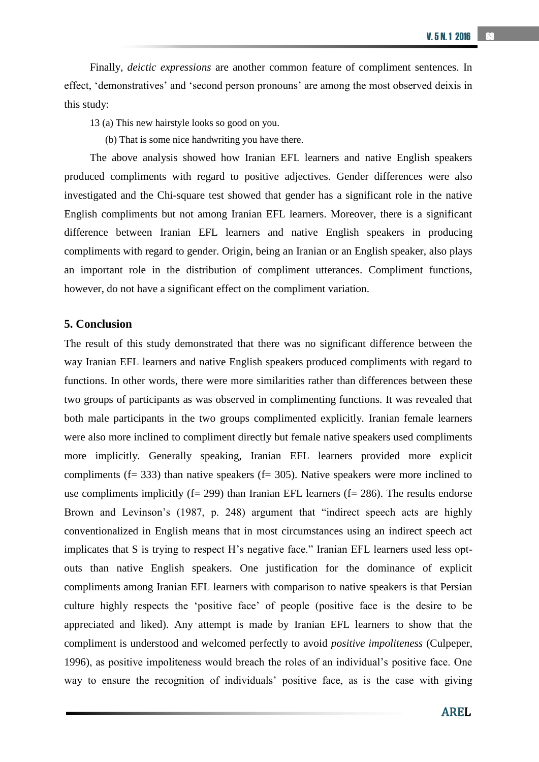Finally, *deictic expressions* are another common feature of compliment sentences. In effect, 'demonstratives' and 'second person pronouns' are among the most observed deixis in this study:

13 (a) This new hairstyle looks so good on you.

(b) That is some nice handwriting you have there.

The above analysis showed how Iranian EFL learners and native English speakers produced compliments with regard to positive adjectives. Gender differences were also investigated and the Chi-square test showed that gender has a significant role in the native English compliments but not among Iranian EFL learners. Moreover, there is a significant difference between Iranian EFL learners and native English speakers in producing compliments with regard to gender. Origin, being an Iranian or an English speaker, also plays an important role in the distribution of compliment utterances. Compliment functions, however, do not have a significant effect on the compliment variation.

## 5. Conclusion

The result of this study demonstrated that there was no significant difference between the way Iranian EFL learners and native English speakers produced compliments with regard to functions. In other words, there were more similarities rather than differences between these two groups of participants as was observed in complimenting functions. It was revealed that both male participants in the two groups complimented explicitly. Iranian female learners were also more inclined to compliment directly but female native speakers used compliments more implicitly. Generally speaking, Iranian EFL learners provided more explicit compliments (f= 333) than native speakers (f= 305). Native speakers were more inclined to use compliments implicitly (f= 299) than Iranian EFL learners (f= 286). The results endorse Brown and Levinson's (1987, p. 248) argument that "indirect speech acts are highly conventionalized in English means that in most circumstances using an indirect speech act implicates that S is trying to respect H's negative face." Iranian EFL learners used less opt-outs than native English speakers. One justification for the dominance of explicit compliments among Iranian EFL learners with comparison to native speakers is that Persian culture highly respects the 'positive face' of people (positive face is the desire to be appreciated and liked). Any attempt is made by Iranian EFL learners to show that the compliment is understood and welcomed perfectly to avoid *positive impoliteness* (Culpeper, 1996), as positive impoliteness would breach the roles of an individual's positive face. One way to ensure the recognition of individuals' positive face, as is the case with giving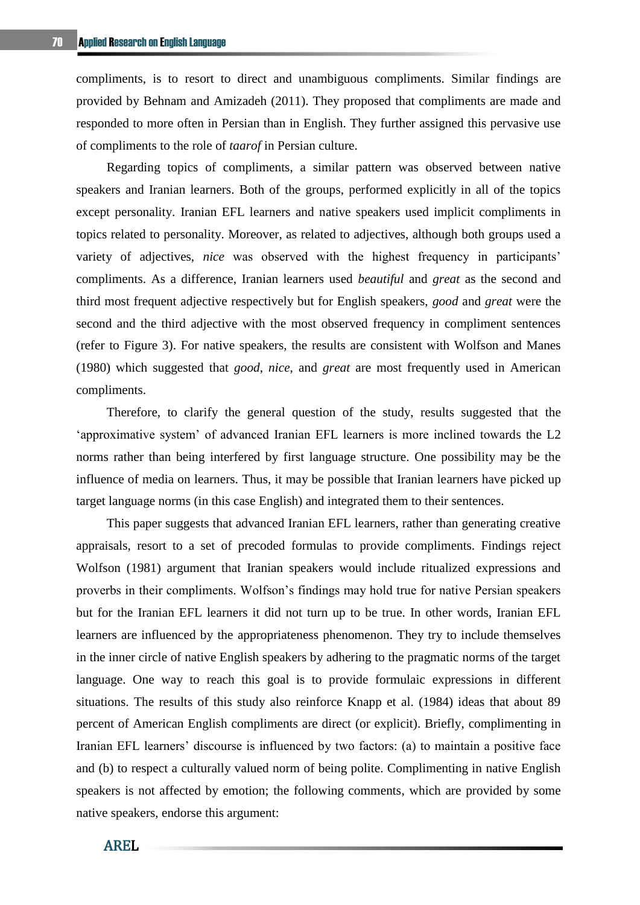compliments, is to resort to direct and unambiguous compliments. Similar findings are provided by Behnam and Amizadeh (2011). They proposed that compliments are made and responded to more often in Persian than in English. They further assigned this pervasive use of compliments to the role of *taarof* in Persian culture.

Regarding topics of compliments, a similar pattern was observed between native speakers and Iranian learners. Both of the groups, performed explicitly in all of the topics except personality. Iranian EFL learners and native speakers used implicit compliments in topics related to personality. Moreover, as related to adjectives, although both groups used a variety of adjectives, *nice* was observed with the highest frequency in participants' compliments. As a difference, Iranian learners used *beautiful* and *great* as the second and third most frequent adjective respectively but for English speakers, *good* and *great* were the second and the third adjective with the most observed frequency in compliment sentences (refer to Figure 3). For native speakers, the results are consistent with Wolfson and Manes (1980) which suggested that *good*, *nice*, and *great* are most frequently used in American compliments.

Therefore, to clarify the general question of the study, results suggested that the 'approximative system' of advanced Iranian EFL learners is more inclined towards the L2 norms rather than being interfered by first language structure. One possibility may be the influence of media on learners. Thus, it may be possible that Iranian learners have picked up target language norms (in this case English) and integrated them to their sentences.

This paper suggests that advanced Iranian EFL learners, rather than generating creative appraisals, resort to a set of precoded formulas to provide compliments. Findings reject Wolfson (1981) argument that Iranian speakers would include ritualized expressions and proverbs in their compliments. Wolfson's findings may hold true for native Persian speakers but for the Iranian EFL learners it did not turn up to be true. In other words, Iranian EFL learners are influenced by the appropriateness phenomenon. They try to include themselves in the inner circle of native English speakers by adhering to the pragmatic norms of the target language. One way to reach this goal is to provide formulaic expressions in different situations. The results of this study also reinforce Knapp et al. (1984) ideas that about 89 percent of American English compliments are direct (or explicit). Briefly, complimenting in Iranian EFL learners' discourse is influenced by two factors: (a) to maintain a positive face and (b) to respect a culturally valued norm of being polite. Complimenting in native English speakers is not affected by emotion; the following comments, which are provided by some native speakers, endorse this argument: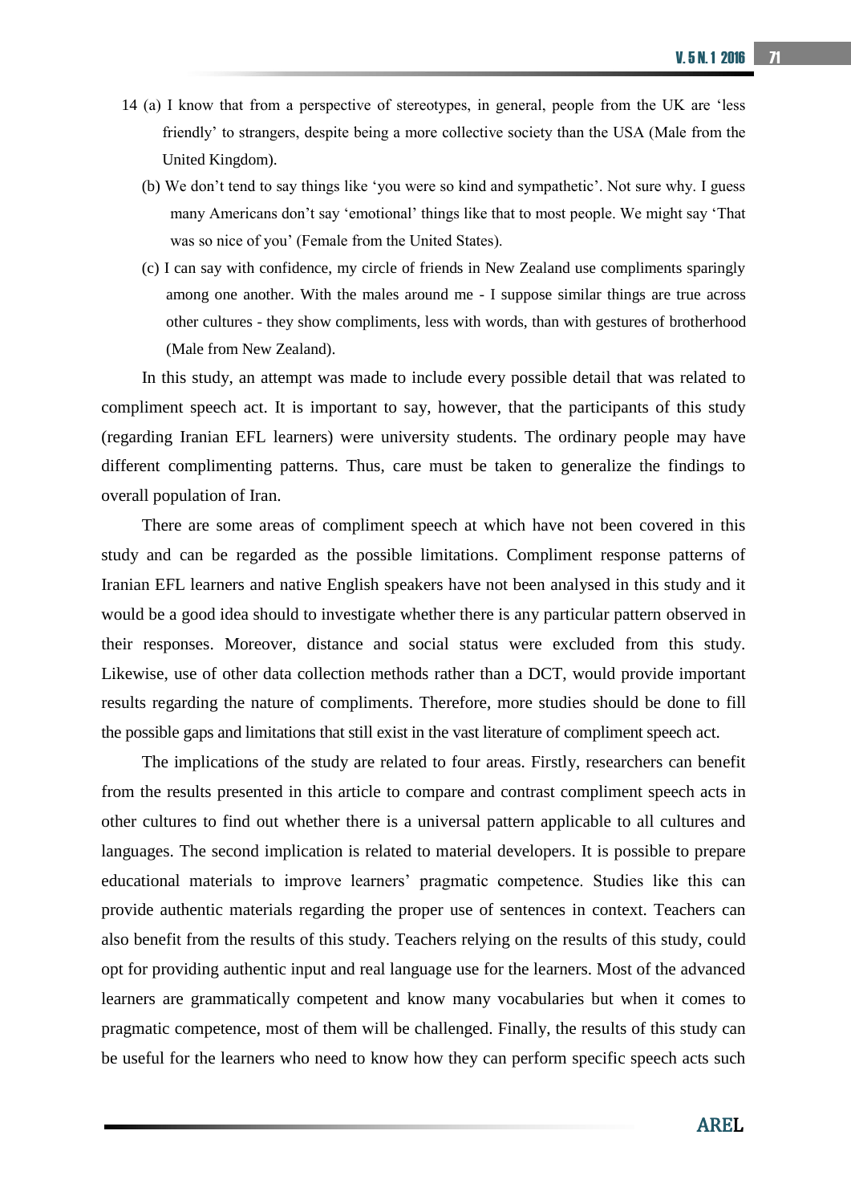14 (a) I know that from a perspective of stereotypes, in general, people from the UK are 'less friendly' to strangers, despite being a more collective society than the USA (Male from the United Kingdom).

(b) We don't tend to say things like 'you were so kind and sympathetic'. Not sure why. I guess many Americans don't say 'emotional' things like that to most people. We might say 'That was so nice of you' (Female from the United States).

(c) I can say with confidence, my circle of friends in New Zealand use compliments sparingly among one another. With the males around me - I suppose similar things are true across other cultures - they show compliments, less with words, than with gestures of brotherhood (Male from New Zealand).

In this study, an attempt was made to include every possible detail that was related to compliment speech act. It is important to say, however, that the participants of this study (regarding Iranian EFL learners) were university students. The ordinary people may have different complimenting patterns. Thus, care must be taken to generalize the findings to overall population of Iran.

There are some areas of compliment speech at which have not been covered in this study and can be regarded as the possible limitations. Compliment response patterns of Iranian EFL learners and native English speakers have not been analysed in this study and it would be a good idea should to investigate whether there is any particular pattern observed in their responses. Moreover, distance and social status were excluded from this study. Likewise, use of other data collection methods rather than a DCT, would provide important results regarding the nature of compliments. Therefore, more studies should be done to fill the possible gaps and limitations that still exist in the vast literature of compliment speech act.

The implications of the study are related to four areas. Firstly, researchers can benefit from the results presented in this article to compare and contrast compliment speech acts in other cultures to find out whether there is a universal pattern applicable to all cultures and languages. The second implication is related to material developers. It is possible to prepare educational materials to improve learners' pragmatic competence. Studies like this can provide authentic materials regarding the proper use of sentences in context. Teachers can also benefit from the results of this study. Teachers relying on the results of this study, could opt for providing authentic input and real language use for the learners. Most of the advanced learners are grammatically competent and know many vocabularies but when it comes to pragmatic competence, most of them will be challenged. Finally, the results of this study can be useful for the learners who need to know how they can perform specific speech acts such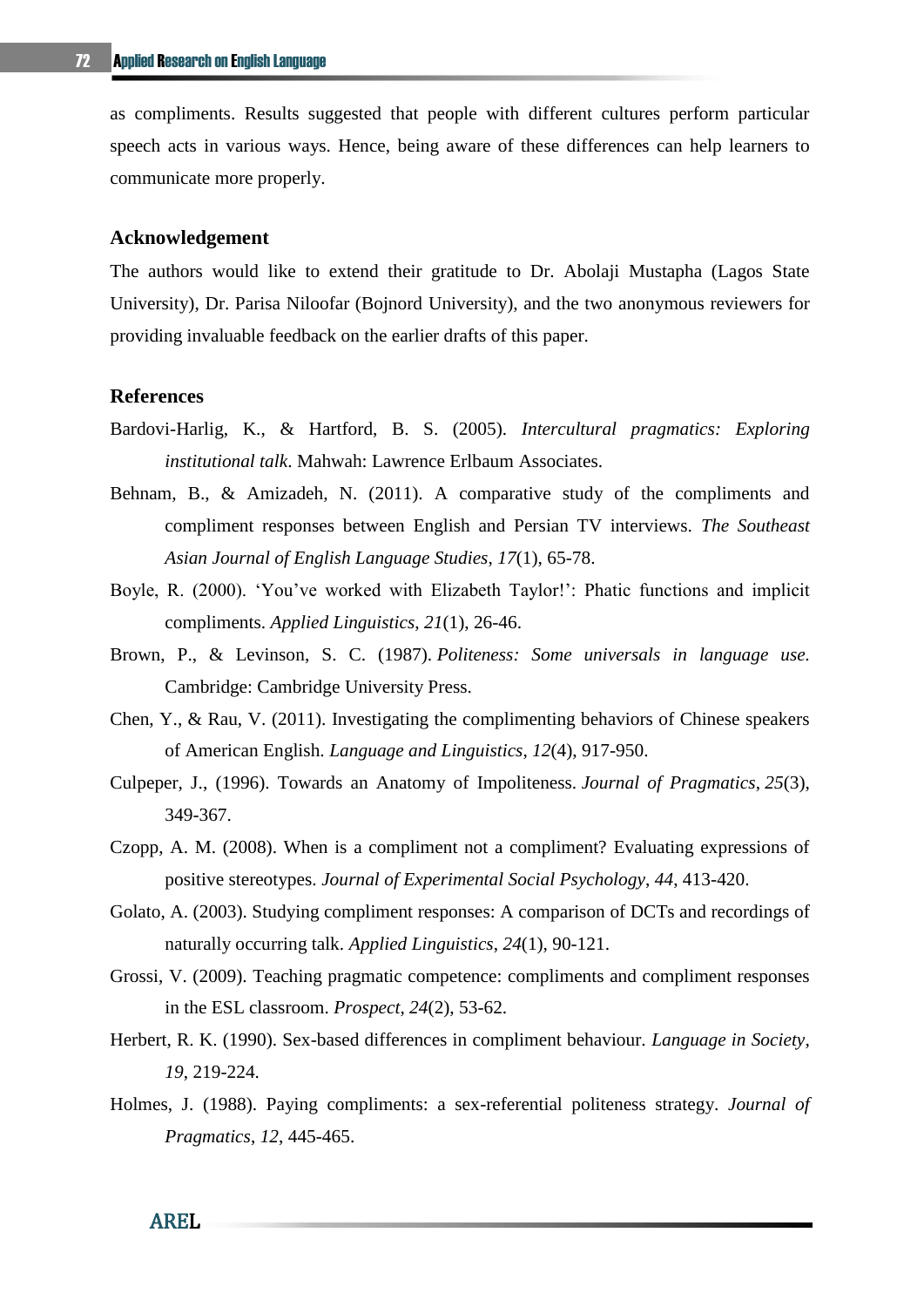as compliments. Results suggested that people with different cultures perform particular speech acts in various ways. Hence, being aware of these differences can help learners to communicate more properly.

## Acknowledgement

The authors would like to extend their gratitude to Dr. Abolaji Mustapha (Lagos State University), Dr. Parisa Niloofar (Bojnord University), and the two anonymous reviewers for providing invaluable feedback on the earlier drafts of this paper.

## References

Bardovi-Harlig, K., & Hartford, B. S. (2005). *Intercultural pragmatics: Exploring institutional talk*. Mahwah: Lawrence Erlbaum Associates.

Behnam, B., & Amizadeh, N. (2011). A comparative study of the compliments and compliment responses between English and Persian TV interviews. *The Southeast Asian Journal of English Language Studies*, *17*(1), 65-78.

Boyle, R. (2000). 'You've worked with Elizabeth Taylor!': Phatic functions and implicit compliments. *Applied Linguistics*, *21*(1), 26-46.

Brown, P., & Levinson, S. C. (1987). *Politeness: Some universals in language use.* Cambridge: Cambridge University Press.

Chen, Y., & Rau, V. (2011). Investigating the complimenting behaviors of Chinese speakers of American English. *Language and Linguistics*, *12*(4), 917-950.

Culpeper, J., (1996). Towards an Anatomy of Impoliteness. *Journal of Pragmatics*, *25*(3), 349-367.

Czopp, A. M. (2008). When is a compliment not a compliment? Evaluating expressions of positive stereotypes. *Journal of Experimental Social Psychology*, *44*, 413-420.

Golato, A. (2003). Studying compliment responses: A comparison of DCTs and recordings of naturally occurring talk. *Applied Linguistics*, *24*(1), 90-121.

Grossi, V. (2009). Teaching pragmatic competence: compliments and compliment responses in the ESL classroom. *Prospect*, *24*(2), 53-62.

Herbert, R. K. (1990). Sex-based differences in compliment behaviour. *Language in Society*, *19*, 219-224.

Holmes, J. (1988). Paying compliments: a sex-referential politeness strategy. *Journal of Pragmatics*, *12*, 445-465.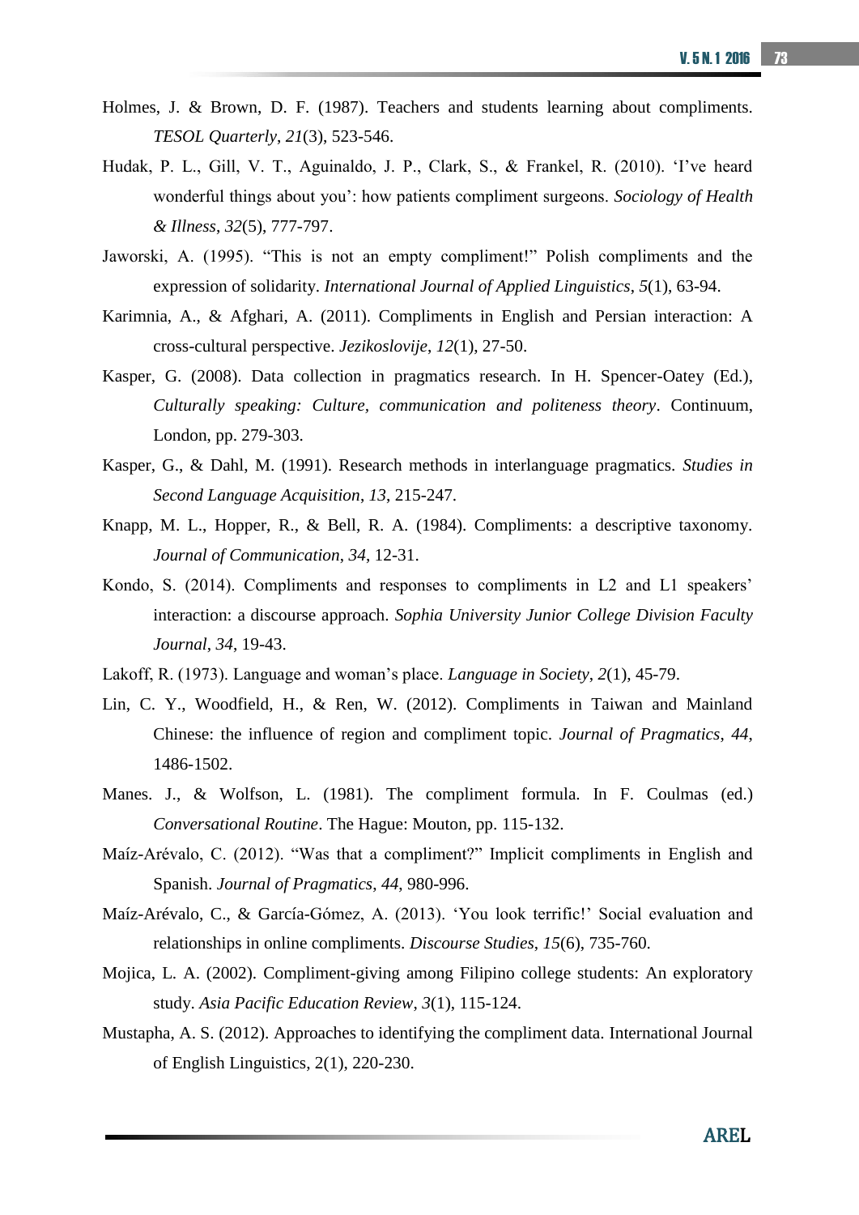Holmes, J. & Brown, D. F. (1987). Teachers and students learning about compliments. *TESOL Quarterly*, *21*(3), 523-546.

Hudak, P. L., Gill, V. T., Aguinaldo, J. P., Clark, S., & Frankel, R. (2010). 'I've heard wonderful things about you': how patients compliment surgeons. *Sociology of Health & Illness*, *32*(5), 777-797.

Jaworski, A. (1995). "This is not an empty compliment!" Polish compliments and the expression of solidarity. *International Journal of Applied Linguistics*, *5*(1), 63-94.

Karimnia, A., & Afghari, A. (2011). Compliments in English and Persian interaction: A cross-cultural perspective. *Jezikoslovije*, *12*(1), 27-50.

Kasper, G. (2008). Data collection in pragmatics research. In H. Spencer-Oatey (Ed.), *Culturally speaking: Culture, communication and politeness theory*. Continuum, London, pp. 279-303.

Kasper, G., & Dahl, M. (1991). Research methods in interlanguage pragmatics. *Studies in Second Language Acquisition*, *13*, 215-247.

Knapp, M. L., Hopper, R., & Bell, R. A. (1984). Compliments: a descriptive taxonomy. *Journal of Communication*, *34*, 12-31.

Kondo, S. (2014). Compliments and responses to compliments in L2 and L1 speakers' interaction: a discourse approach. *Sophia University Junior College Division Faculty Journal*, *34*, 19-43.

Lakoff, R. (1973). Language and woman's place. *Language in Society*, *2*(1), 45-79.

Lin, C. Y., Woodfield, H., & Ren, W. (2012). Compliments in Taiwan and Mainland Chinese: the influence of region and compliment topic. *Journal of Pragmatics*, *44*, 1486-1502.

Manes. J., & Wolfson, L. (1981). The compliment formula. In F. Coulmas (ed.) *Conversational Routine*. The Hague: Mouton, pp. 115-132.

Maíz-Arévalo, C. (2012). "Was that a compliment?" Implicit compliments in English and Spanish. *Journal of Pragmatics*, *44*, 980-996.

Maíz-Arévalo, C., & García-Gómez, A. (2013). 'You look terrific!' Social evaluation and relationships in online compliments. *Discourse Studies*, *15*(6), 735-760.

Mojica, L. A. (2002). Compliment-giving among Filipino college students: An exploratory study. *Asia Pacific Education Review*, *3*(1), 115-124.

Mustapha, A. S. (2012). Approaches to identifying the compliment data. International Journal of English Linguistics, 2(1), 220-230.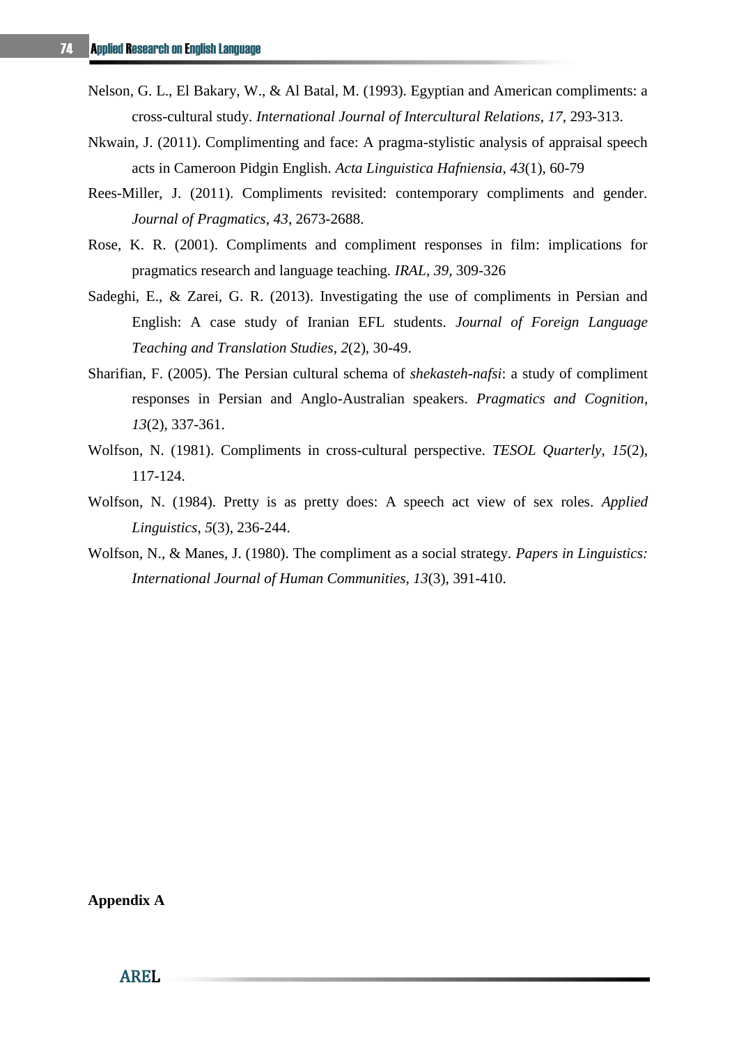Nelson, G. L., El Bakary, W., & Al Batal, M. (1993). Egyptian and American compliments: a cross-cultural study. *International Journal of Intercultural Relations*, *17*, 293-313.

Nkwain, J. (2011). Complimenting and face: A pragma-stylistic analysis of appraisal speech acts in Cameroon Pidgin English. *Acta Linguistica Hafniensia*, *43*(1), 60-79

Rees-Miller, J. (2011). Compliments revisited: contemporary compliments and gender. *Journal of Pragmatics*, *43*, 2673-2688.

Rose, K. R. (2001). Compliments and compliment responses in film: implications for pragmatics research and language teaching. *IRAL*, *39*, 309-326

Sadeghi, E., & Zarei, G. R. (2013). Investigating the use of compliments in Persian and English: A case study of Iranian EFL students. *Journal of Foreign Language Teaching and Translation Studies*, *2*(2), 30-49.

Sharifian, F. (2005). The Persian cultural schema of *shekasteh-nafsi*: a study of compliment responses in Persian and Anglo-Australian speakers. *Pragmatics and Cognition*, *13*(2), 337-361.

Wolfson, N. (1981). Compliments in cross-cultural perspective. *TESOL Quarterly*, *15*(2), 117-124.

Wolfson, N. (1984). Pretty is as pretty does: A speech act view of sex roles. *Applied Linguistics*, *5*(3), 236-244.

Wolfson, N., & Manes, J. (1980). The compliment as a social strategy. *Papers in Linguistics: International Journal of Human Communities*, *13*(3), 391-410.

**Appendix A**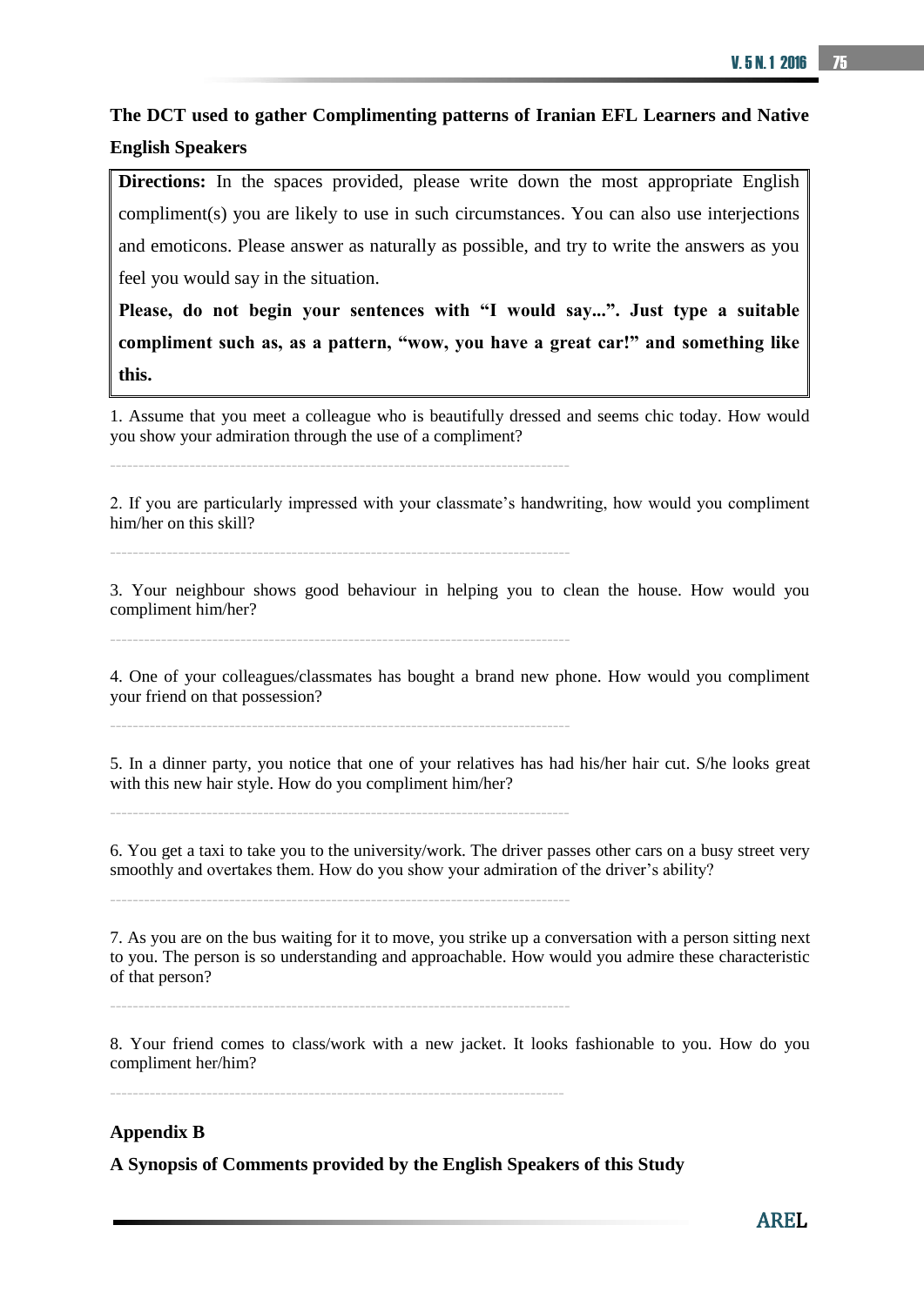**The DCT used to gather Complimenting patterns of Iranian EFL Learners and Native English Speakers**

> **Directions:** In the spaces provided, please write down the most appropriate English compliment(s) you are likely to use in such circumstances. You can also use interjections and emoticons. Please answer as naturally as possible, and try to write the answers as you feel you would say in the situation.
>
> **Please, do not begin your sentences with "I would say...". Just type a suitable compliment such as, as a pattern, "wow, you have a great car!" and something like this.**

1. Assume that you meet a colleague who is beautifully dressed and seems chic today. How would you show your admiration through the use of a compliment?

------------------------------------------------------------------------

2. If you are particularly impressed with your classmate's handwriting, how would you compliment him/her on this skill?

------------------------------------------------------------------------

3. Your neighbour shows good behaviour in helping you to clean the house. How would you compliment him/her?

------------------------------------------------------------------------

4. One of your colleagues/classmates has bought a brand new phone. How would you compliment your friend on that possession?

------------------------------------------------------------------------

5. In a dinner party, you notice that one of your relatives has had his/her hair cut. S/he looks great with this new hair style. How do you compliment him/her?

------------------------------------------------------------------------

6. You get a taxi to take you to the university/work. The driver passes other cars on a busy street very smoothly and overtakes them. How do you show your admiration of the driver's ability?

------------------------------------------------------------------------

7. As you are on the bus waiting for it to move, you strike up a conversation with a person sitting next to you. The person is so understanding and approachable. How would you admire these characteristic of that person?

------------------------------------------------------------------------

8. Your friend comes to class/work with a new jacket. It looks fashionable to you. How do you compliment her/him?

------------------------------------------------------------------------

**Appendix B**

**A Synopsis of Comments provided by the English Speakers of this Study**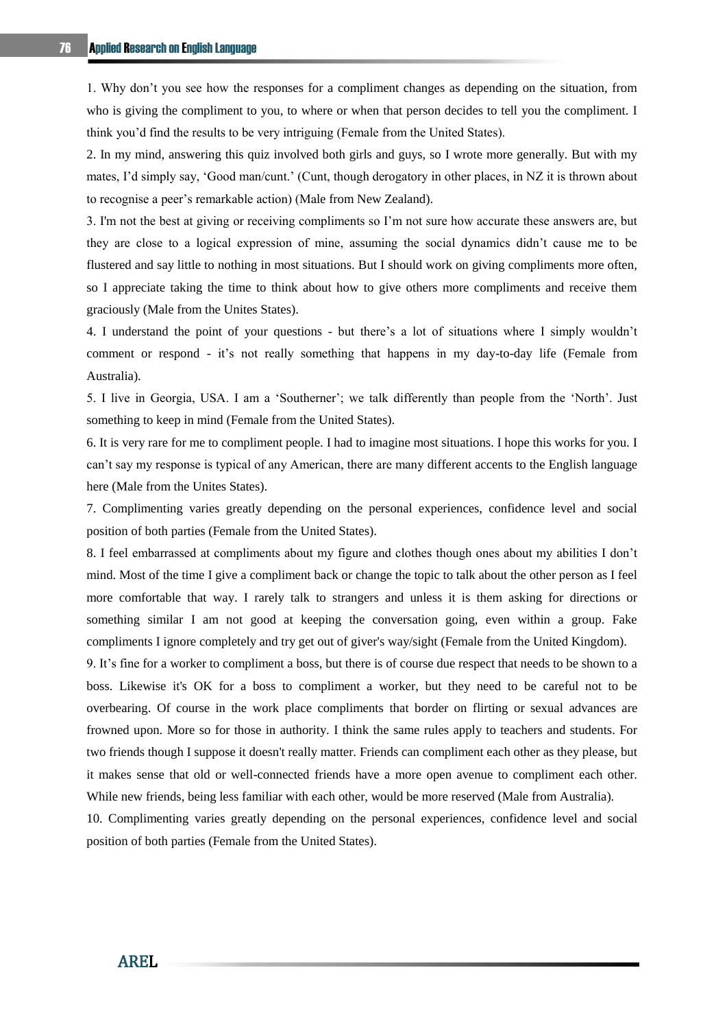1. Why don’t you see how the responses for a compliment changes as depending on the situation, from who is giving the compliment to you, to where or when that person decides to tell you the compliment. I think you’d find the results to be very intriguing (Female from the United States).

2. In my mind, answering this quiz involved both girls and guys, so I wrote more generally. But with my mates, I’d simply say, ‘Good man/cunt.’ (Cunt, though derogatory in other places, in NZ it is thrown about to recognise a peer’s remarkable action) (Male from New Zealand).

3. I'm not the best at giving or receiving compliments so I’m not sure how accurate these answers are, but they are close to a logical expression of mine, assuming the social dynamics didn’t cause me to be flustered and say little to nothing in most situations. But I should work on giving compliments more often, so I appreciate taking the time to think about how to give others more compliments and receive them graciously (Male from the Unites States).

4. I understand the point of your questions - but there’s a lot of situations where I simply wouldn’t comment or respond - it’s not really something that happens in my day-to-day life (Female from Australia).

5. I live in Georgia, USA. I am a ‘Southerner’; we talk differently than people from the ‘North’. Just something to keep in mind (Female from the United States).

6. It is very rare for me to compliment people. I had to imagine most situations. I hope this works for you. I can’t say my response is typical of any American, there are many different accents to the English language here (Male from the Unites States).

7. Complimenting varies greatly depending on the personal experiences, confidence level and social position of both parties (Female from the United States).

8. I feel embarrassed at compliments about my figure and clothes though ones about my abilities I don’t mind. Most of the time I give a compliment back or change the topic to talk about the other person as I feel more comfortable that way. I rarely talk to strangers and unless it is them asking for directions or something similar I am not good at keeping the conversation going, even within a group. Fake compliments I ignore completely and try get out of giver's way/sight (Female from the United Kingdom).

9. It’s fine for a worker to compliment a boss, but there is of course due respect that needs to be shown to a boss. Likewise it's OK for a boss to compliment a worker, but they need to be careful not to be overbearing. Of course in the work place compliments that border on flirting or sexual advances are frowned upon. More so for those in authority. I think the same rules apply to teachers and students. For two friends though I suppose it doesn't really matter. Friends can compliment each other as they please, but it makes sense that old or well-connected friends have a more open avenue to compliment each other. While new friends, being less familiar with each other, would be more reserved (Male from Australia).

10. Complimenting varies greatly depending on the personal experiences, confidence level and social position of both parties (Female from the United States).